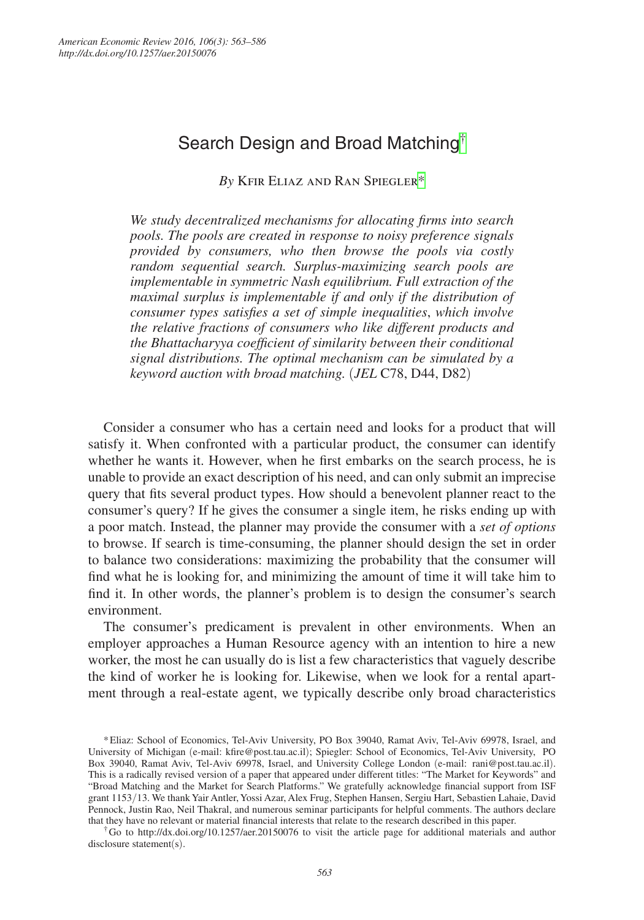# Search Design and Broad Matching[†]

*By* Kfir Eliaz and Ran Spiegler[*]

*We study decentralized mechanisms for allocating firms into search pools. The pools are created in response to noisy preference signals provided by consumers, who then browse the pools via costly random sequential search. Surplus-maximizing search pools are implementable in symmetric Nash equilibrium. Full extraction of the maximal surplus is implementable if and only if the distribution of consumer types satisfies a set of simple inequalities, which involve the relative fractions of consumers who like different products and the Bhattacharyya coefficient of similarity between their conditional signal distributions. The optimal mechanism can be simulated by a keyword auction with broad matching.* (*JEL* C78, D44, D82)

Consider a consumer who has a certain need and looks for a product that will satisfy it. When confronted with a particular product, the consumer can identify whether he wants it. However, when he first embarks on the search process, he is unable to provide an exact description of his need, and can only submit an imprecise query that fits several product types. How should a benevolent planner react to the consumer's query? If he gives the consumer a single item, he risks ending up with a poor match. Instead, the planner may provide the consumer with a *set of options* to browse. If search is time-consuming, the planner should design the set in order to balance two considerations: maximizing the probability that the consumer will find what he is looking for, and minimizing the amount of time it will take him to find it. In other words, the planner's problem is to design the consumer's search environment.

The consumer's predicament is prevalent in other environments. When an employer approaches a Human Resource agency with an intention to hire a new worker, the most he can usually do is list a few characteristics that vaguely describe the kind of worker he is looking for. Likewise, when we look for a rental apartment through a real-estate agent, we typically describe only broad characteristics

[*] Eliaz: School of Economics, Tel-Aviv University, PO Box 39040, Ramat Aviv, Tel-Aviv 69978, Israel, and University of Michigan (e-mail: kfire@post.tau.ac.il); Spiegler: School of Economics, Tel-Aviv University, PO Box 39040, Ramat Aviv, Tel-Aviv 69978, Israel, and University College London (e-mail: rani@post.tau.ac.il). This is a radically revised version of a paper that appeared under different titles: "The Market for Keywords" and "Broad Matching and the Market for Search Platforms." We gratefully acknowledge financial support from ISF grant 1153/13. We thank Yair Antler, Yossi Azar, Alex Frug, Stephen Hansen, Sergiu Hart, Sebastien Lahaie, David Pennock, Justin Rao, Neil Thakral, and numerous seminar participants for helpful comments. The authors declare that they have no relevant or material financial interests that relate to the research described in this paper.

[†] Go to http://dx.doi.org/10.1257/aer.20150076 to visit the article page for additional materials and author disclosure statement(s).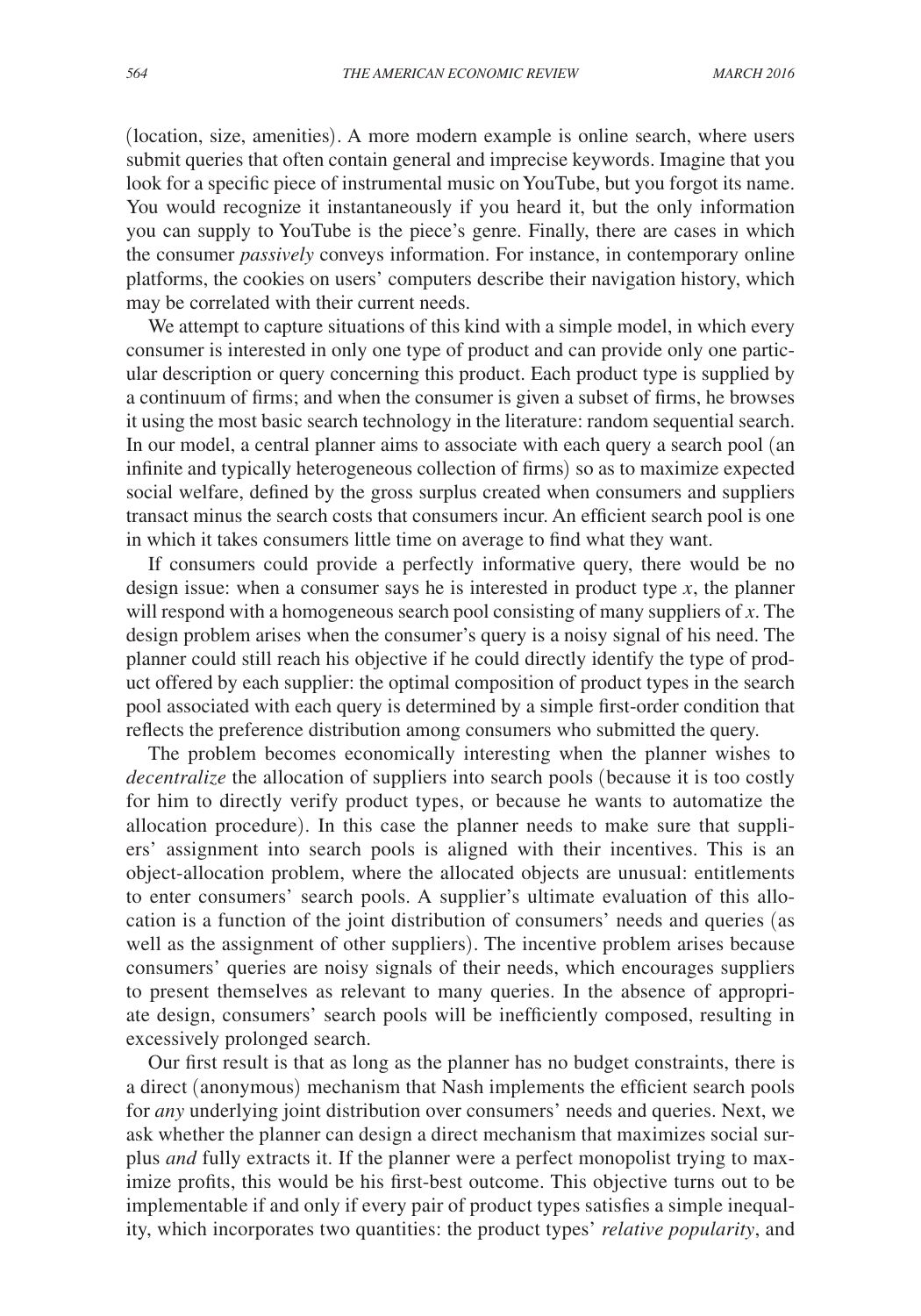(location, size, amenities). A more modern example is online search, where users submit queries that often contain general and imprecise keywords. Imagine that you look for a specific piece of instrumental music on YouTube, but you forgot its name. You would recognize it instantaneously if you heard it, but the only information you can supply to YouTube is the piece's genre. Finally, there are cases in which the consumer *passively* conveys information. For instance, in contemporary online platforms, the cookies on users' computers describe their navigation history, which may be correlated with their current needs.

We attempt to capture situations of this kind with a simple model, in which every consumer is interested in only one type of product and can provide only one particular description or query concerning this product. Each product type is supplied by a continuum of firms; and when the consumer is given a subset of firms, he browses it using the most basic search technology in the literature: random sequential search. In our model, a central planner aims to associate with each query a search pool (an infinite and typically heterogeneous collection of firms) so as to maximize expected social welfare, defined by the gross surplus created when consumers and suppliers transact minus the search costs that consumers incur. An efficient search pool is one in which it takes consumers little time on average to find what they want.

If consumers could provide a perfectly informative query, there would be no design issue: when a consumer says he is interested in product type $x$, the planner will respond with a homogeneous search pool consisting of many suppliers of $x$. The design problem arises when the consumer's query is a noisy signal of his need. The planner could still reach his objective if he could directly identify the type of product offered by each supplier: the optimal composition of product types in the search pool associated with each query is determined by a simple first-order condition that reflects the preference distribution among consumers who submitted the query.

The problem becomes economically interesting when the planner wishes to *decentralize* the allocation of suppliers into search pools (because it is too costly for him to directly verify product types, or because he wants to automatize the allocation procedure). In this case the planner needs to make sure that suppliers' assignment into search pools is aligned with their incentives. This is an object-allocation problem, where the allocated objects are unusual: entitlements to enter consumers' search pools. A supplier's ultimate evaluation of this allocation is a function of the joint distribution of consumers' needs and queries (as well as the assignment of other suppliers). The incentive problem arises because consumers' queries are noisy signals of their needs, which encourages suppliers to present themselves as relevant to many queries. In the absence of appropriate design, consumers' search pools will be inefficiently composed, resulting in excessively prolonged search.

Our first result is that as long as the planner has no budget constraints, there is a direct (anonymous) mechanism that Nash implements the efficient search pools for *any* underlying joint distribution over consumers' needs and queries. Next, we ask whether the planner can design a direct mechanism that maximizes social surplus *and* fully extracts it. If the planner were a perfect monopolist trying to maximize profits, this would be his first-best outcome. This objective turns out to be implementable if and only if every pair of product types satisfies a simple inequality, which incorporates two quantities: the product types' *relative popularity*, and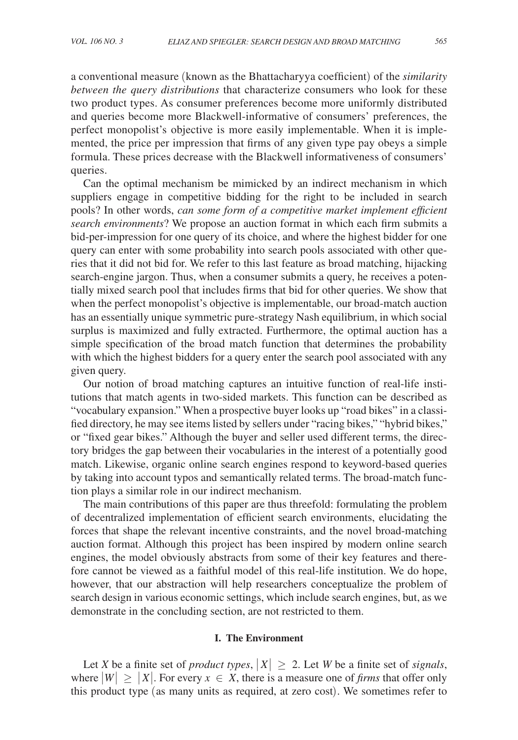a conventional measure (known as the Bhattacharyya coefficient) of the *similarity between the query distributions* that characterize consumers who look for these two product types. As consumer preferences become more uniformly distributed and queries become more Blackwell-informative of consumers' preferences, the perfect monopolist's objective is more easily implementable. When it is implemented, the price per impression that firms of any given type pay obeys a simple formula. These prices decrease with the Blackwell informativeness of consumers' queries.

Can the optimal mechanism be mimicked by an indirect mechanism in which suppliers engage in competitive bidding for the right to be included in search pools? In other words, *can some form of a competitive market implement efficient search environments*? We propose an auction format in which each firm submits a bid-per-impression for one query of its choice, and where the highest bidder for one query can enter with some probability into search pools associated with other queries that it did not bid for. We refer to this last feature as broad matching, hijacking search-engine jargon. Thus, when a consumer submits a query, he receives a potentially mixed search pool that includes firms that bid for other queries. We show that when the perfect monopolist's objective is implementable, our broad-match auction has an essentially unique symmetric pure-strategy Nash equilibrium, in which social surplus is maximized and fully extracted. Furthermore, the optimal auction has a simple specification of the broad match function that determines the probability with which the highest bidders for a query enter the search pool associated with any given query.

Our notion of broad matching captures an intuitive function of real-life institutions that match agents in two-sided markets. This function can be described as "vocabulary expansion." When a prospective buyer looks up "road bikes" in a classified directory, he may see items listed by sellers under "racing bikes," "hybrid bikes," or "fixed gear bikes." Although the buyer and seller used different terms, the directory bridges the gap between their vocabularies in the interest of a potentially good match. Likewise, organic online search engines respond to keyword-based queries by taking into account typos and semantically related terms. The broad-match function plays a similar role in our indirect mechanism.

The main contributions of this paper are thus threefold: formulating the problem of decentralized implementation of efficient search environments, elucidating the forces that shape the relevant incentive constraints, and the novel broad-matching auction format. Although this project has been inspired by modern online search engines, the model obviously abstracts from some of their key features and therefore cannot be viewed as a faithful model of this real-life institution. We do hope, however, that our abstraction will help researchers conceptualize the problem of search design in various economic settings, which include search engines, but, as we demonstrate in the concluding section, are not restricted to them.

## I. The Environment

Let $X$ be a finite set of *product types*, $|X| \geq 2$. Let $W$ be a finite set of *signals*, where $|W| \geq |X|$. For every $x \in X$, there is a measure one of *firms* that offer only this product type (as many units as required, at zero cost). We sometimes refer to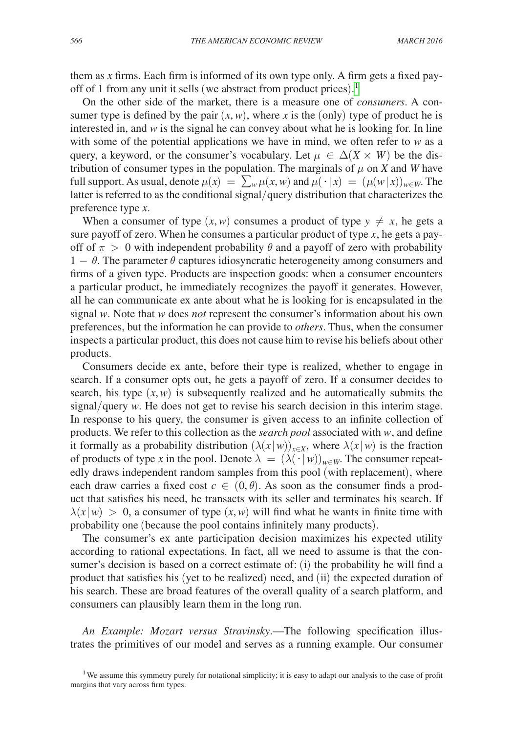them as $x$ firms. Each firm is informed of its own type only. A firm gets a fixed payoff of 1 from any unit it sells (we abstract from product prices).[1]

On the other side of the market, there is a measure one of *consumers*. A consumer type is defined by the pair $(x, w)$, where $x$ is the (only) type of product he is interested in, and $w$ is the signal he can convey about what he is looking for. In line with some of the potential applications we have in mind, we often refer to $w$ as a query, a keyword, or the consumer's vocabulary. Let $\mu \in \Delta(X \times W)$ be the distribution of consumer types in the population. The marginals of $\mu$ on $X$ and $W$ have full support. As usual, denote $\mu(x) = \sum_w \mu(x,w)$ and $\mu(\cdot \mid x) = (\mu(w \mid x))_{w \in W}$. The latter is referred to as the conditional signal/query distribution that characterizes the preference type $x$.

When a consumer of type $(x, w)$ consumes a product of type $y \neq x$, he gets a sure payoff of zero. When he consumes a particular product of type $x$, he gets a payoff of $\pi > 0$ with independent probability $\theta$ and a payoff of zero with probability $1 - \theta$. The parameter $\theta$ captures idiosyncratic heterogeneity among consumers and firms of a given type. Products are inspection goods: when a consumer encounters a particular product, he immediately recognizes the payoff it generates. However, all he can communicate ex ante about what he is looking for is encapsulated in the signal $w$. Note that $w$ does *not* represent the consumer's information about his own preferences, but the information he can provide to *others*. Thus, when the consumer inspects a particular product, this does not cause him to revise his beliefs about other products.

Consumers decide ex ante, before their type is realized, whether to engage in search. If a consumer opts out, he gets a payoff of zero. If a consumer decides to search, his type $(x, w)$ is subsequently realized and he automatically submits the signal/query $w$. He does not get to revise his search decision in this interim stage. In response to his query, the consumer is given access to an infinite collection of products. We refer to this collection as the *search pool* associated with $w$, and define it formally as a probability distribution $(\lambda(x \mid w))_{x \in X}$, where $\lambda(x \mid w)$ is the fraction of products of type $x$ in the pool. Denote $\lambda = (\lambda(\cdot \mid w))_{w \in W}$. The consumer repeatedly draws independent random samples from this pool (with replacement), where each draw carries a fixed cost $c \in (0, \theta)$. As soon as the consumer finds a product that satisfies his need, he transacts with its seller and terminates his search. If $\lambda(x \mid w) > 0$, a consumer of type $(x, w)$ will find what he wants in finite time with probability one (because the pool contains infinitely many products).

The consumer's ex ante participation decision maximizes his expected utility according to rational expectations. In fact, all we need to assume is that the consumer's decision is based on a correct estimate of: (i) the probability he will find a product that satisfies his (yet to be realized) need, and (ii) the expected duration of his search. These are broad features of the overall quality of a search platform, and consumers can plausibly learn them in the long run.

*An Example: Mozart versus Stravinsky*.—The following specification illustrates the primitives of our model and serves as a running example. Our consumer

[1] We assume this symmetry purely for notational simplicity; it is easy to adapt our analysis to the case of profit margins that vary across firm types.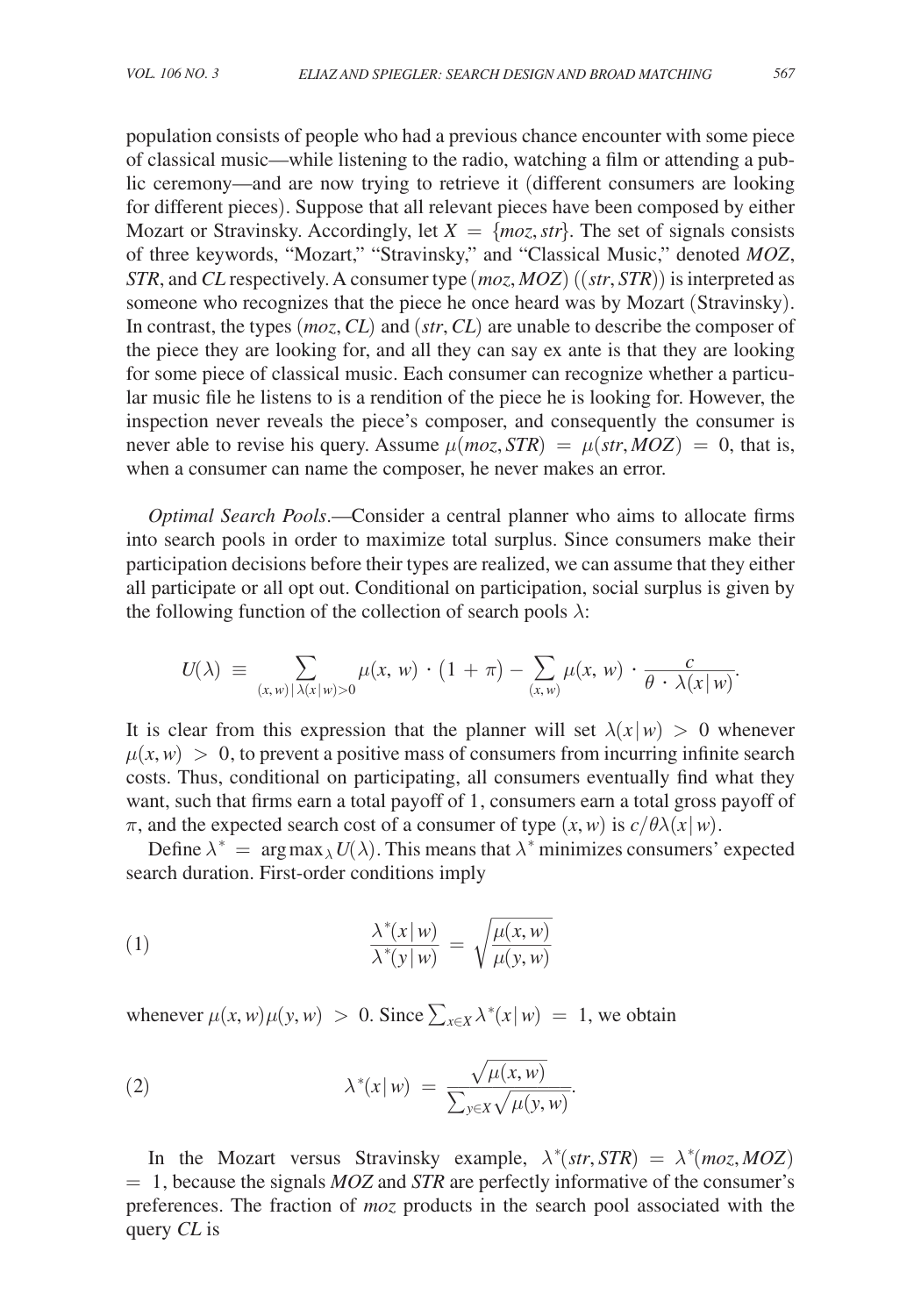population consists of people who had a previous chance encounter with some piece of classical music—while listening to the radio, watching a film or attending a public ceremony—and are now trying to retrieve it (different consumers are looking for different pieces). Suppose that all relevant pieces have been composed by either Mozart or Stravinsky. Accordingly, let $X = \{moz, str\}$. The set of signals consists of three keywords, "Mozart," "Stravinsky," and "Classical Music," denoted *MOZ*, *STR*, and *CL* respectively. A consumer type $(moz, MOZ)$ $((str, STR))$ is interpreted as someone who recognizes that the piece he once heard was by Mozart (Stravinsky). In contrast, the types $(moz, CL)$ and $(str, CL)$ are unable to describe the composer of the piece they are looking for, and all they can say ex ante is that they are looking for some piece of classical music. Each consumer can recognize whether a particular music file he listens to is a rendition of the piece he is looking for. However, the inspection never reveals the piece's composer, and consequently the consumer is never able to revise his query. Assume $\mu(moz, STR) = \mu(str, MOZ) = 0$, that is, when a consumer can name the composer, he never makes an error.

*Optimal Search Pools*.—Consider a central planner who aims to allocate firms into search pools in order to maximize total surplus. Since consumers make their participation decisions before their types are realized, we can assume that they either all participate or all opt out. Conditional on participation, social surplus is given by the following function of the collection of search pools $\lambda$:

$$U(\lambda) \equiv \sum_{(x,w)\,|\,\lambda(x|w)>0} \mu(x, w) \cdot (1 + \pi) - \sum_{(x,w)} \mu(x, w) \cdot \frac{c}{\theta \cdot \lambda(x|w)}.$$

It is clear from this expression that the planner will set $\lambda(x|w) > 0$ whenever $\mu(x, w) > 0$, to prevent a positive mass of consumers from incurring infinite search costs. Thus, conditional on participating, all consumers eventually find what they want, such that firms earn a total payoff of 1, consumers earn a total gross payoff of $\pi$, and the expected search cost of a consumer of type $(x, w)$ is $c/\theta\lambda(x|w)$.

Define $\lambda^* = \arg\max_\lambda U(\lambda)$. This means that $\lambda^*$ minimizes consumers' expected search duration. First-order conditions imply

$$\frac{\lambda^*(x|w)}{\lambda^*(y|w)} = \sqrt{\frac{\mu(x, w)}{\mu(y, w)}} \tag{1}$$

whenever $\mu(x, w)\mu(y, w) > 0$. Since $\sum_{x\in X} \lambda^*(x|w) = 1$, we obtain

$$\lambda^*(x|w) = \frac{\sqrt{\mu(x, w)}}{\sum_{y\in X} \sqrt{\mu(y, w)}}. \tag{2}$$

In the Mozart versus Stravinsky example, $\lambda^*(str, STR) = \lambda^*(moz, MOZ) = 1$, because the signals *MOZ* and *STR* are perfectly informative of the consumer's preferences. The fraction of *moz* products in the search pool associated with the query *CL* is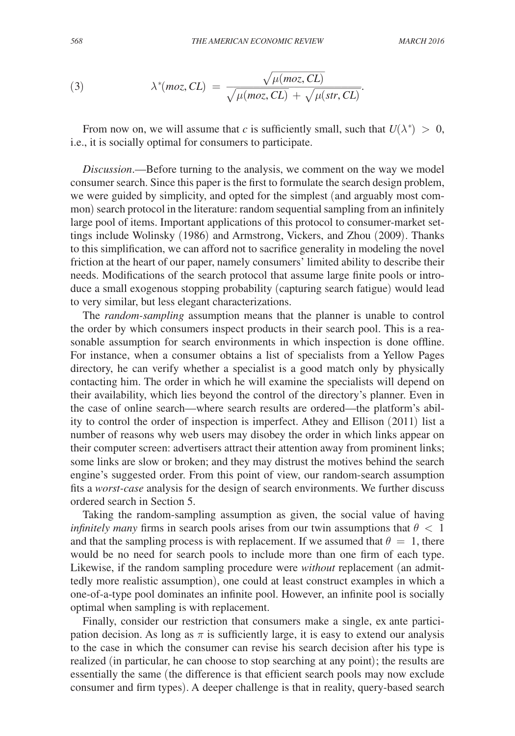$$\lambda^*(moz, CL) = \frac{\sqrt{\mu(moz, CL)}}{\sqrt{\mu(moz, CL)} + \sqrt{\mu(str, CL)}}. \tag{3}$$

From now on, we will assume that $c$ is sufficiently small, such that $U(\lambda^*) > 0$, i.e., it is socially optimal for consumers to participate.

*Discussion*.—Before turning to the analysis, we comment on the way we model consumer search. Since this paper is the first to formulate the search design problem, we were guided by simplicity, and opted for the simplest (and arguably most common) search protocol in the literature: random sequential sampling from an infinitely large pool of items. Important applications of this protocol to consumer-market settings include Wolinsky (1986) and Armstrong, Vickers, and Zhou (2009). Thanks to this simplification, we can afford not to sacrifice generality in modeling the novel friction at the heart of our paper, namely consumers' limited ability to describe their needs. Modifications of the search protocol that assume large finite pools or introduce a small exogenous stopping probability (capturing search fatigue) would lead to very similar, but less elegant characterizations.

The *random-sampling* assumption means that the planner is unable to control the order by which consumers inspect products in their search pool. This is a reasonable assumption for search environments in which inspection is done offline. For instance, when a consumer obtains a list of specialists from a Yellow Pages directory, he can verify whether a specialist is a good match only by physically contacting him. The order in which he will examine the specialists will depend on their availability, which lies beyond the control of the directory's planner. Even in the case of online search—where search results are ordered—the platform's ability to control the order of inspection is imperfect. Athey and Ellison (2011) list a number of reasons why web users may disobey the order in which links appear on their computer screen: advertisers attract their attention away from prominent links; some links are slow or broken; and they may distrust the motives behind the search engine's suggested order. From this point of view, our random-search assumption fits a *worst-case* analysis for the design of search environments. We further discuss ordered search in Section 5.

Taking the random-sampling assumption as given, the social value of having *infinitely many* firms in search pools arises from our twin assumptions that $\theta < 1$ and that the sampling process is with replacement. If we assumed that $\theta = 1$, there would be no need for search pools to include more than one firm of each type. Likewise, if the random sampling procedure were *without* replacement (an admittedly more realistic assumption), one could at least construct examples in which a one-of-a-type pool dominates an infinite pool. However, an infinite pool is socially optimal when sampling is with replacement.

Finally, consider our restriction that consumers make a single, ex ante participation decision. As long as $\pi$ is sufficiently large, it is easy to extend our analysis to the case in which the consumer can revise his search decision after his type is realized (in particular, he can choose to stop searching at any point); the results are essentially the same (the difference is that efficient search pools may now exclude consumer and firm types). A deeper challenge is that in reality, query-based search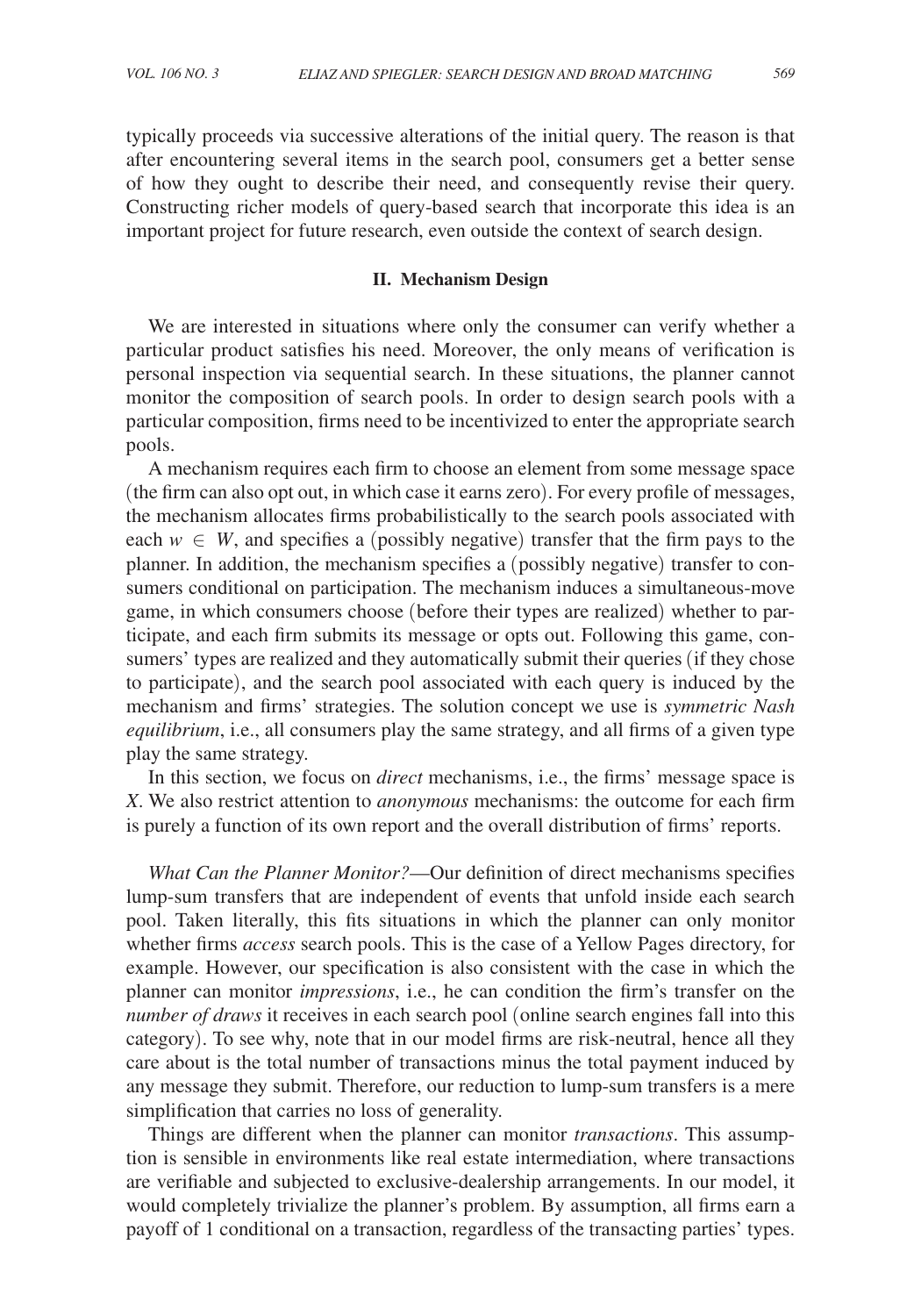typically proceeds via successive alterations of the initial query. The reason is that after encountering several items in the search pool, consumers get a better sense of how they ought to describe their need, and consequently revise their query. Constructing richer models of query-based search that incorporate this idea is an important project for future research, even outside the context of search design.

## II. Mechanism Design

We are interested in situations where only the consumer can verify whether a particular product satisfies his need. Moreover, the only means of verification is personal inspection via sequential search. In these situations, the planner cannot monitor the composition of search pools. In order to design search pools with a particular composition, firms need to be incentivized to enter the appropriate search pools.

A mechanism requires each firm to choose an element from some message space (the firm can also opt out, in which case it earns zero). For every profile of messages, the mechanism allocates firms probabilistically to the search pools associated with each $w \in W$, and specifies a (possibly negative) transfer that the firm pays to the planner. In addition, the mechanism specifies a (possibly negative) transfer to consumers conditional on participation. The mechanism induces a simultaneous-move game, in which consumers choose (before their types are realized) whether to participate, and each firm submits its message or opts out. Following this game, consumers' types are realized and they automatically submit their queries (if they chose to participate), and the search pool associated with each query is induced by the mechanism and firms' strategies. The solution concept we use is *symmetric Nash equilibrium*, i.e., all consumers play the same strategy, and all firms of a given type play the same strategy.

In this section, we focus on *direct* mechanisms, i.e., the firms' message space is $X$. We also restrict attention to *anonymous* mechanisms: the outcome for each firm is purely a function of its own report and the overall distribution of firms' reports.

*What Can the Planner Monitor?*—Our definition of direct mechanisms specifies lump-sum transfers that are independent of events that unfold inside each search pool. Taken literally, this fits situations in which the planner can only monitor whether firms *access* search pools. This is the case of a Yellow Pages directory, for example. However, our specification is also consistent with the case in which the planner can monitor *impressions*, i.e., he can condition the firm's transfer on the *number of draws* it receives in each search pool (online search engines fall into this category). To see why, note that in our model firms are risk-neutral, hence all they care about is the total number of transactions minus the total payment induced by any message they submit. Therefore, our reduction to lump-sum transfers is a mere simplification that carries no loss of generality.

Things are different when the planner can monitor *transactions*. This assumption is sensible in environments like real estate intermediation, where transactions are verifiable and subjected to exclusive-dealership arrangements. In our model, it would completely trivialize the planner's problem. By assumption, all firms earn a payoff of 1 conditional on a transaction, regardless of the transacting parties' types.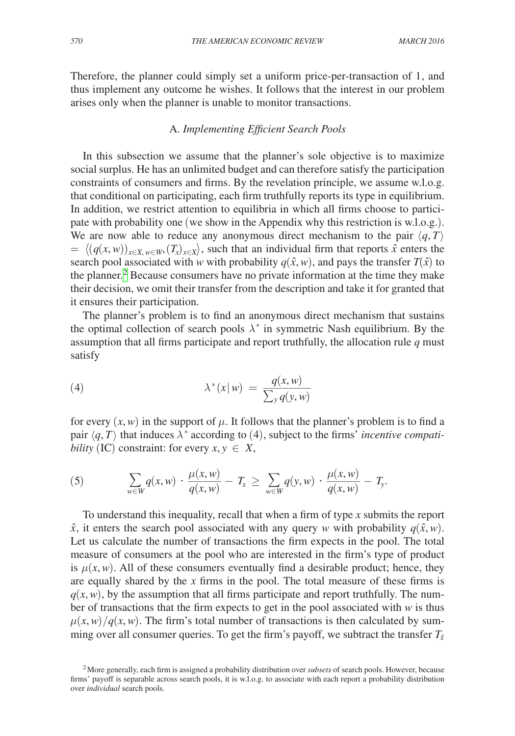Therefore, the planner could simply set a uniform price-per-transaction of 1, and thus implement any outcome he wishes. It follows that the interest in our problem arises only when the planner is unable to monitor transactions.

### A. *Implementing Efficient Search Pools*

In this subsection we assume that the planner's sole objective is to maximize social surplus. He has an unlimited budget and can therefore satisfy the participation constraints of consumers and firms. By the revelation principle, we assume w.l.o.g. that conditional on participating, each firm truthfully reports its type in equilibrium. In addition, we restrict attention to equilibria in which all firms choose to participate with probability one (we show in the Appendix why this restriction is w.l.o.g.). We are now able to reduce any anonymous direct mechanism to the pair $\langle q, T\rangle = \langle (q(x,w))_{x\in X, w\in W}, (T_x)_{x\in X}\rangle$, such that an individual firm that reports $\hat{x}$ enters the search pool associated with $w$ with probability $q(\hat{x}, w)$, and pays the transfer $T(\hat{x})$ to the planner.[2] Because consumers have no private information at the time they make their decision, we omit their transfer from the description and take it for granted that it ensures their participation.

The planner's problem is to find an anonymous direct mechanism that sustains the optimal collection of search pools $\lambda^*$ in symmetric Nash equilibrium. By the assumption that all firms participate and report truthfully, the allocation rule $q$ must satisfy

$$\lambda^*(x\,|\,w) \;=\; \frac{q(x,w)}{\sum_y q(y,w)} \tag{4}$$

for every $(x, w)$ in the support of $\mu$. It follows that the planner's problem is to find a pair $\langle q, T\rangle$ that induces $\lambda^*$ according to (4), subject to the firms' *incentive compatibility* (IC) constraint: for every $x, y \in X$,

$$\sum_{w\in W} q(x,w)\cdot\frac{\mu(x,w)}{q(x,w)} - T_x \;\geq\; \sum_{w\in W} q(y,w)\cdot\frac{\mu(x,w)}{q(x,w)} - T_y. \tag{5}$$

To understand this inequality, recall that when a firm of type $x$ submits the report $\hat{x}$, it enters the search pool associated with any query $w$ with probability $q(\hat{x}, w)$. Let us calculate the number of transactions the firm expects in the pool. The total measure of consumers at the pool who are interested in the firm's type of product is $\mu(x, w)$. All of these consumers eventually find a desirable product; hence, they are equally shared by the $x$ firms in the pool. The total measure of these firms is $q(x, w)$, by the assumption that all firms participate and report truthfully. The number of transactions that the firm expects to get in the pool associated with $w$ is thus $\mu(x, w)/q(x, w)$. The firm's total number of transactions is then calculated by summing over all consumer queries. To get the firm's payoff, we subtract the transfer $T_{\hat{x}}$

[2] More generally, each firm is assigned a probability distribution over *subsets* of search pools. However, because firms' payoff is separable across search pools, it is w.l.o.g. to associate with each report a probability distribution over *individual* search pools.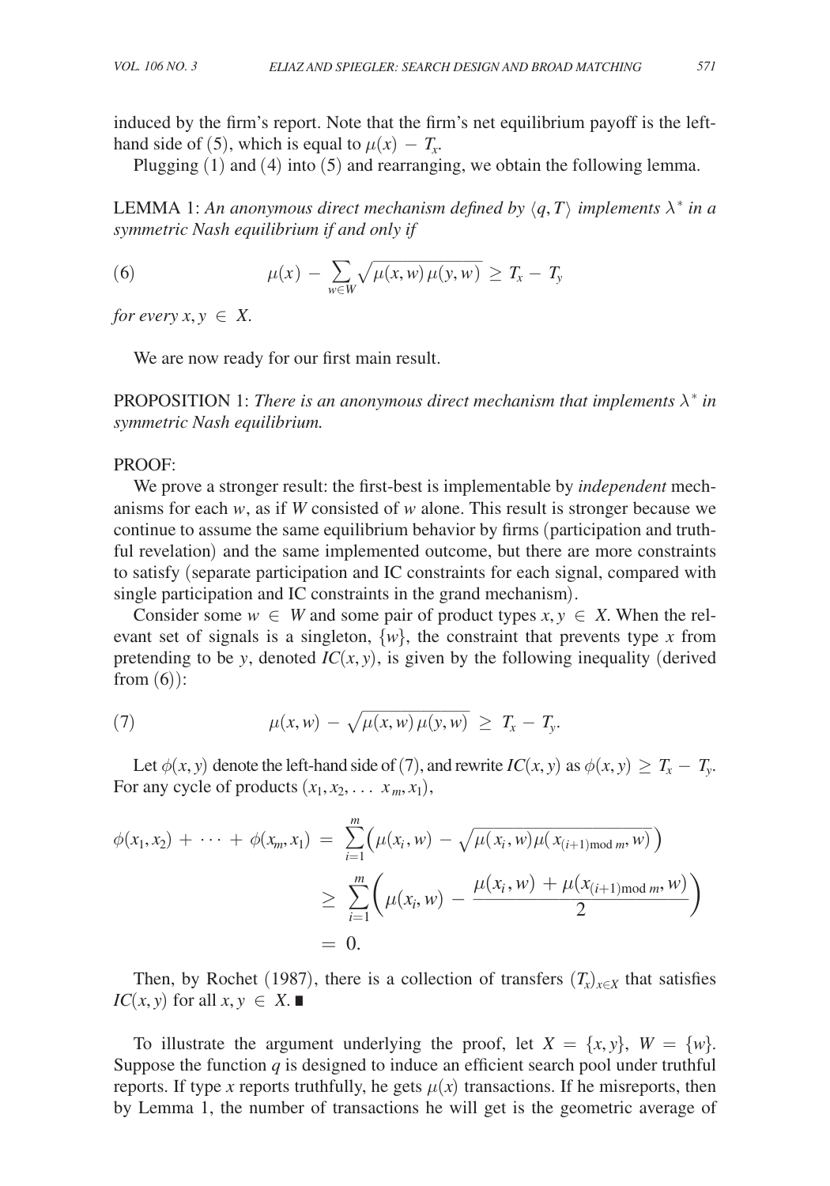induced by the firm's report. Note that the firm's net equilibrium payoff is the left-hand side of (5), which is equal to $\mu(x) - T_x$.

Plugging (1) and (4) into (5) and rearranging, we obtain the following lemma.

LEMMA 1: *An anonymous direct mechanism defined by $\langle q, T \rangle$ implements $\lambda^*$ in a symmetric Nash equilibrium if and only if*

$$\mu(x) - \sum_{w \in W} \sqrt{\mu(x,w)\,\mu(y,w)} \geq T_x - T_y \tag{6}$$

*for every $x, y \in X$.*

We are now ready for our first main result.

PROPOSITION 1: *There is an anonymous direct mechanism that implements $\lambda^*$ in symmetric Nash equilibrium.*

PROOF:

We prove a stronger result: the first-best is implementable by *independent* mechanisms for each $w$, as if $W$ consisted of $w$ alone. This result is stronger because we continue to assume the same equilibrium behavior by firms (participation and truthful revelation) and the same implemented outcome, but there are more constraints to satisfy (separate participation and IC constraints for each signal, compared with single participation and IC constraints in the grand mechanism).

Consider some $w \in W$ and some pair of product types $x, y \in X$. When the relevant set of signals is a singleton, $\{w\}$, the constraint that prevents type $x$ from pretending to be $y$, denoted $IC(x,y)$, is given by the following inequality (derived from (6)):

$$\mu(x,w) - \sqrt{\mu(x,w)\,\mu(y,w)} \geq T_x - T_y. \tag{7}$$

Let $\phi(x,y)$ denote the left-hand side of (7), and rewrite $IC(x,y)$ as $\phi(x,y) \geq T_x - T_y$. For any cycle of products $(x_1, x_2, \ldots\ x_m, x_1)$,

$$\begin{aligned}
\phi(x_1, x_2) + \cdots + \phi(x_m, x_1) &= \sum_{i=1}^{m} \Big( \mu(x_i, w) - \sqrt{\mu(x_i, w)\mu(x_{(i+1) \bmod m}, w)} \Big) \\
&\geq \sum_{i=1}^{m} \left( \mu(x_i, w) - \frac{\mu(x_i, w) + \mu(x_{(i+1) \bmod m}, w)}{2} \right) \\
&= 0.
\end{aligned}$$

Then, by Rochet (1987), there is a collection of transfers $(T_x)_{x \in X}$ that satisfies $IC(x,y)$ for all $x, y \in X$. ∎

To illustrate the argument underlying the proof, let $X = \{x, y\}$, $W = \{w\}$. Suppose the function $q$ is designed to induce an efficient search pool under truthful reports. If type $x$ reports truthfully, he gets $\mu(x)$ transactions. If he misreports, then by Lemma 1, the number of transactions he will get is the geometric average of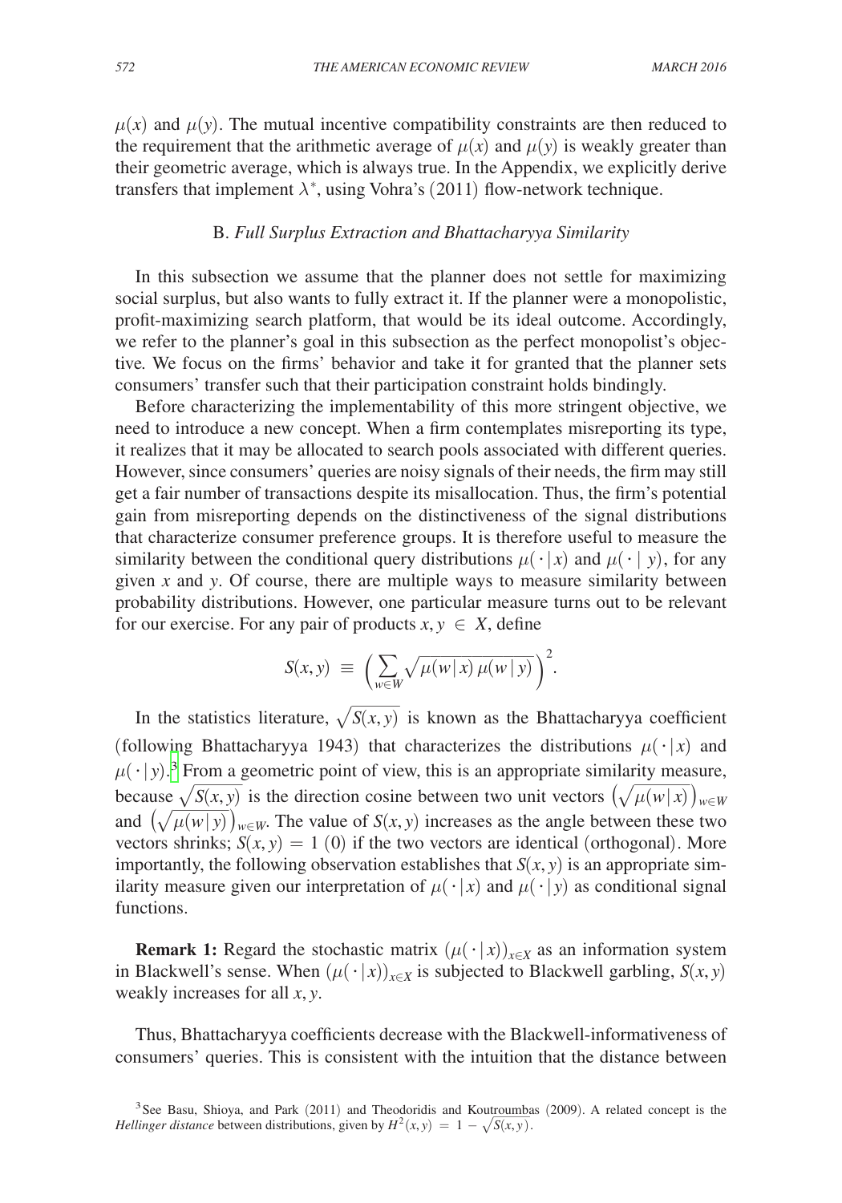$\mu(x)$ and $\mu(y)$. The mutual incentive compatibility constraints are then reduced to the requirement that the arithmetic average of $\mu(x)$ and $\mu(y)$ is weakly greater than their geometric average, which is always true. In the Appendix, we explicitly derive transfers that implement $\lambda^*$, using Vohra's (2011) flow-network technique.

### B. *Full Surplus Extraction and Bhattacharyya Similarity*

In this subsection we assume that the planner does not settle for maximizing social surplus, but also wants to fully extract it. If the planner were a monopolistic, profit-maximizing search platform, that would be its ideal outcome. Accordingly, we refer to the planner's goal in this subsection as the perfect monopolist's objective. We focus on the firms' behavior and take it for granted that the planner sets consumers' transfer such that their participation constraint holds bindingly.

Before characterizing the implementability of this more stringent objective, we need to introduce a new concept. When a firm contemplates misreporting its type, it realizes that it may be allocated to search pools associated with different queries. However, since consumers' queries are noisy signals of their needs, the firm may still get a fair number of transactions despite its misallocation. Thus, the firm's potential gain from misreporting depends on the distinctiveness of the signal distributions that characterize consumer preference groups. It is therefore useful to measure the similarity between the conditional query distributions $\mu(\cdot\,|\,x)$ and $\mu(\cdot\,|\,y)$, for any given $x$ and $y$. Of course, there are multiple ways to measure similarity between probability distributions. However, one particular measure turns out to be relevant for our exercise. For any pair of products $x, y \in X$, define

$$S(x,y) \equiv \left(\sum_{w \in W} \sqrt{\mu(w\,|\,x)\,\mu(w\,|\,y)}\right)^2.$$

In the statistics literature, $\sqrt{S(x,y)}$ is known as the Bhattacharyya coefficient (following Bhattacharyya 1943) that characterizes the distributions $\mu(\cdot\,|\,x)$ and $\mu(\cdot\,|\,y)$.[3] From a geometric point of view, this is an appropriate similarity measure, because $\sqrt{S(x,y)}$ is the direction cosine between two unit vectors $\left(\sqrt{\mu(w\,|\,x)}\right)_{w \in W}$ and $\left(\sqrt{\mu(w\,|\,y)}\right)_{w \in W}$. The value of $S(x,y)$ increases as the angle between these two vectors shrinks; $S(x,y) = 1$ (0) if the two vectors are identical (orthogonal). More importantly, the following observation establishes that $S(x,y)$ is an appropriate similarity measure given our interpretation of $\mu(\cdot\,|\,x)$ and $\mu(\cdot\,|\,y)$ as conditional signal functions.

**Remark 1:** Regard the stochastic matrix $(\mu(\cdot\,|\,x))_{x \in X}$ as an information system in Blackwell's sense. When $(\mu(\cdot\,|\,x))_{x \in X}$ is subjected to Blackwell garbling, $S(x,y)$ weakly increases for all $x, y$.

Thus, Bhattacharyya coefficients decrease with the Blackwell-informativeness of consumers' queries. This is consistent with the intuition that the distance between

[3] See Basu, Shioya, and Park (2011) and Theodoridis and Koutroumbas (2009). A related concept is the *Hellinger distance* between distributions, given by $H^2(x,y) = 1 - \sqrt{S(x,y)}$.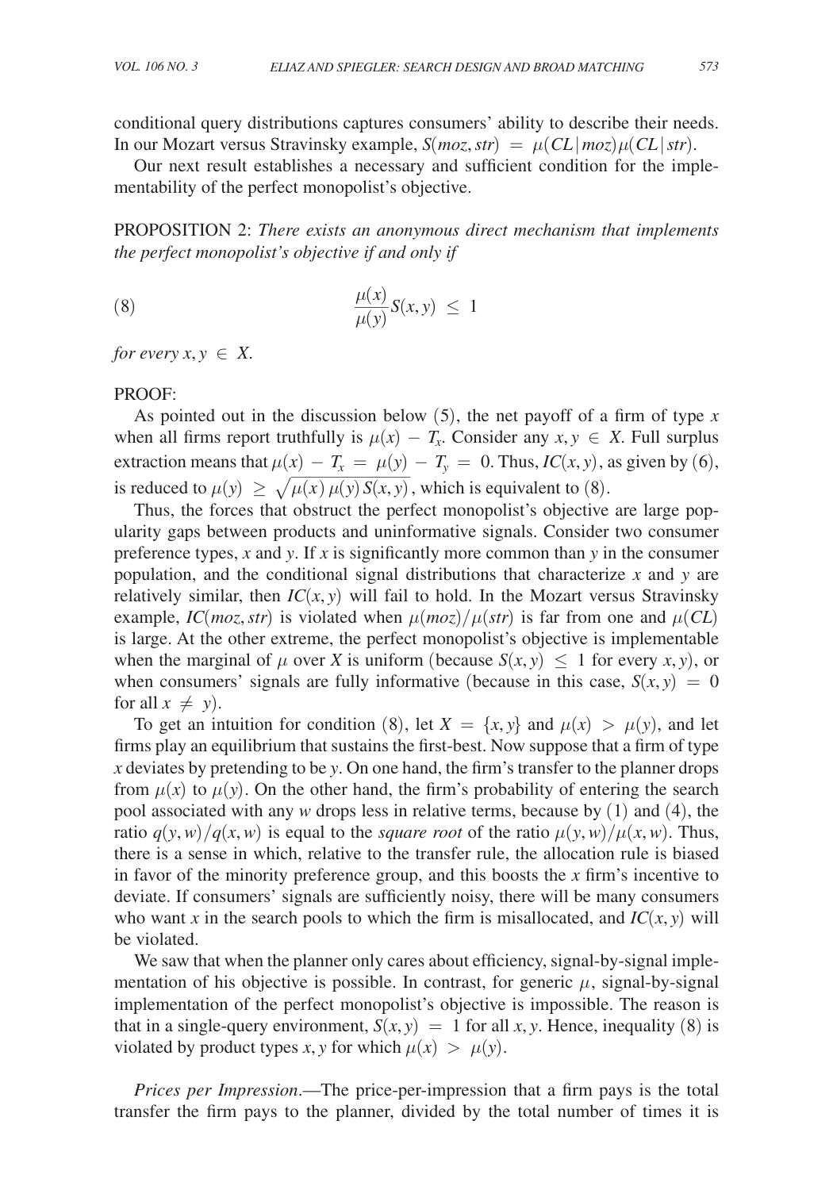conditional query distributions captures consumers' ability to describe their needs. In our Mozart versus Stravinsky example, $S(moz, str) = \mu(CL \mid moz)\mu(CL \mid str)$.

Our next result establishes a necessary and sufficient condition for the implementability of the perfect monopolist's objective.

PROPOSITION 2: *There exists an anonymous direct mechanism that implements the perfect monopolist's objective if and only if*

$$\frac{\mu(x)}{\mu(y)} S(x,y) \leq 1 \tag{8}$$

*for every* $x, y \in X$.

PROOF:

As pointed out in the discussion below (5), the net payoff of a firm of type $x$ when all firms report truthfully is $\mu(x) - T_x$. Consider any $x, y \in X$. Full surplus extraction means that $\mu(x) - T_x = \mu(y) - T_y = 0$. Thus, $IC(x,y)$, as given by (6), is reduced to $\mu(y) \geq \sqrt{\mu(x)\,\mu(y)\,S(x,y)}$, which is equivalent to (8).

Thus, the forces that obstruct the perfect monopolist's objective are large popularity gaps between products and uninformative signals. Consider two consumer preference types, $x$ and $y$. If $x$ is significantly more common than $y$ in the consumer population, and the conditional signal distributions that characterize $x$ and $y$ are relatively similar, then $IC(x,y)$ will fail to hold. In the Mozart versus Stravinsky example, $IC(moz, str)$ is violated when $\mu(moz)/\mu(str)$ is far from one and $\mu(CL)$ is large. At the other extreme, the perfect monopolist's objective is implementable when the marginal of $\mu$ over $X$ is uniform (because $S(x,y) \leq 1$ for every $x, y$), or when consumers' signals are fully informative (because in this case, $S(x,y) = 0$ for all $x \neq y$).

To get an intuition for condition (8), let $X = \{x, y\}$ and $\mu(x) > \mu(y)$, and let firms play an equilibrium that sustains the first-best. Now suppose that a firm of type $x$ deviates by pretending to be $y$. On one hand, the firm's transfer to the planner drops from $\mu(x)$ to $\mu(y)$. On the other hand, the firm's probability of entering the search pool associated with any $w$ drops less in relative terms, because by (1) and (4), the ratio $q(y,w)/q(x,w)$ is equal to the *square root* of the ratio $\mu(y,w)/\mu(x,w)$. Thus, there is a sense in which, relative to the transfer rule, the allocation rule is biased in favor of the minority preference group, and this boosts the $x$ firm's incentive to deviate. If consumers' signals are sufficiently noisy, there will be many consumers who want $x$ in the search pools to which the firm is misallocated, and $IC(x,y)$ will be violated.

We saw that when the planner only cares about efficiency, signal-by-signal implementation of his objective is possible. In contrast, for generic $\mu$, signal-by-signal implementation of the perfect monopolist's objective is impossible. The reason is that in a single-query environment, $S(x,y) = 1$ for all $x, y$. Hence, inequality (8) is violated by product types $x, y$ for which $\mu(x) > \mu(y)$.

*Prices per Impression*.—The price-per-impression that a firm pays is the total transfer the firm pays to the planner, divided by the total number of times it is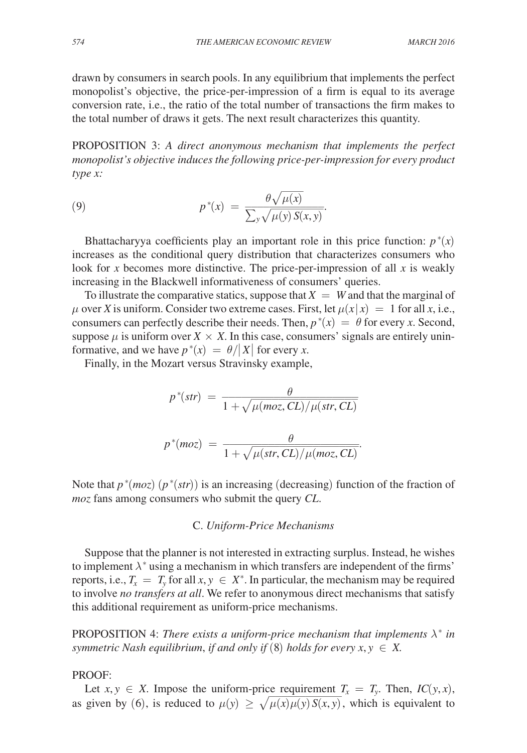drawn by consumers in search pools. In any equilibrium that implements the perfect monopolist's objective, the price-per-impression of a firm is equal to its average conversion rate, i.e., the ratio of the total number of transactions the firm makes to the total number of draws it gets. The next result characterizes this quantity.

PROPOSITION 3: *A direct anonymous mechanism that implements the perfect monopolist's objective induces the following price-per-impression for every product type x:*

$$
p^*(x) = \frac{\theta\sqrt{\mu(x)}}{\sum_y \sqrt{\mu(y)\,S(x,y)}}. \tag{9}
$$

Bhattacharyya coefficients play an important role in this price function: $p^*(x)$ increases as the conditional query distribution that characterizes consumers who look for $x$ becomes more distinctive. The price-per-impression of all $x$ is weakly increasing in the Blackwell informativeness of consumers' queries.

To illustrate the comparative statics, suppose that $X = W$ and that the marginal of $\mu$ over $X$ is uniform. Consider two extreme cases. First, let $\mu(x\,|\,x) = 1$ for all $x$, i.e., consumers can perfectly describe their needs. Then, $p^*(x) = \theta$ for every $x$. Second, suppose $\mu$ is uniform over $X \times X$. In this case, consumers' signals are entirely uninformative, and we have $p^*(x) = \theta/|X|$ for every $x$.

Finally, in the Mozart versus Stravinsky example,

$$
p^*(str) = \frac{\theta}{1 + \sqrt{\mu(moz, CL)/\mu(str, CL)}}
$$

$$
p^*(moz) = \frac{\theta}{1 + \sqrt{\mu(str, CL)/\mu(moz, CL)}}.
$$

Note that $p^*(moz)$ ($p^*(str)$) is an increasing (decreasing) function of the fraction of *moz* fans among consumers who submit the query *CL*.

### C. *Uniform-Price Mechanisms*

Suppose that the planner is not interested in extracting surplus. Instead, he wishes to implement $\lambda^*$ using a mechanism in which transfers are independent of the firms' reports, i.e., $T_x = T_y$ for all $x, y \in X^*$. In particular, the mechanism may be required to involve *no transfers at all*. We refer to anonymous direct mechanisms that satisfy this additional requirement as uniform-price mechanisms.

PROPOSITION 4: *There exists a uniform-price mechanism that implements $\lambda^*$ in symmetric Nash equilibrium, if and only if* (8) *holds for every $x, y \in X$.*

PROOF:

Let $x, y \in X$. Impose the uniform-price requirement $T_x = T_y$. Then, $IC(y,x)$, as given by (6), is reduced to $\mu(y) \geq \sqrt{\mu(x)\mu(y)\,S(x,y)}$, which is equivalent to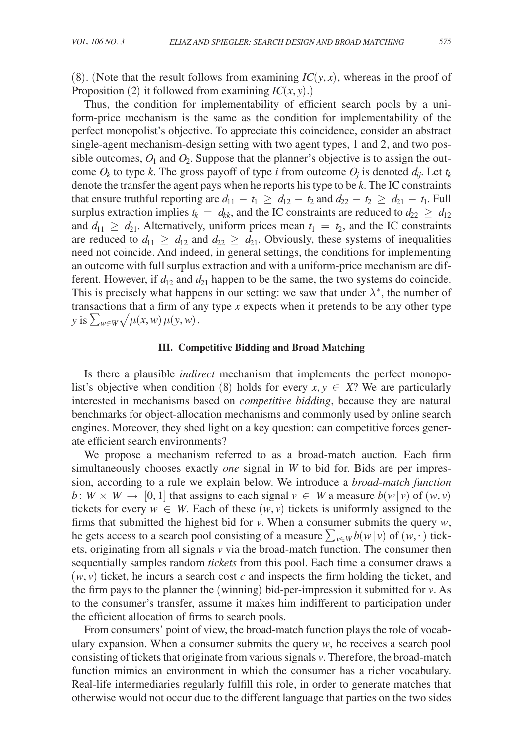(8). (Note that the result follows from examining $IC(y, x)$, whereas in the proof of Proposition (2) it followed from examining $IC(x, y)$.)

Thus, the condition for implementability of efficient search pools by a uniform-price mechanism is the same as the condition for implementability of the perfect monopolist's objective. To appreciate this coincidence, consider an abstract single-agent mechanism-design setting with two agent types, 1 and 2, and two possible outcomes, $O_1$ and $O_2$. Suppose that the planner's objective is to assign the outcome $O_k$ to type $k$. The gross payoff of type $i$ from outcome $O_j$ is denoted $d_{ij}$. Let $t_k$ denote the transfer the agent pays when he reports his type to be $k$. The IC constraints that ensure truthful reporting are $d_{11} - t_1 \geq d_{12} - t_2$ and $d_{22} - t_2 \geq d_{21} - t_1$. Full surplus extraction implies $t_k = d_{kk}$, and the IC constraints are reduced to $d_{22} \geq d_{12}$ and $d_{11} \geq d_{21}$. Alternatively, uniform prices mean $t_1 = t_2$, and the IC constraints are reduced to $d_{11} \geq d_{12}$ and $d_{22} \geq d_{21}$. Obviously, these systems of inequalities need not coincide. And indeed, in general settings, the conditions for implementing an outcome with full surplus extraction and with a uniform-price mechanism are different. However, if $d_{12}$ and $d_{21}$ happen to be the same, the two systems do coincide. This is precisely what happens in our setting: we saw that under $\lambda^*$, the number of transactions that a firm of any type $x$ expects when it pretends to be any other type $y$ is $\sum_{w \in W} \sqrt{\mu(x, w)\, \mu(y, w)}$.

### III. Competitive Bidding and Broad Matching

Is there a plausible *indirect* mechanism that implements the perfect monopolist's objective when condition (8) holds for every $x, y \in X$? We are particularly interested in mechanisms based on *competitive bidding*, because they are natural benchmarks for object-allocation mechanisms and commonly used by online search engines. Moreover, they shed light on a key question: can competitive forces generate efficient search environments?

We propose a mechanism referred to as a broad-match auction. Each firm simultaneously chooses exactly *one* signal in $W$ to bid for. Bids are per impression, according to a rule we explain below. We introduce a *broad-match function* $b \colon W \times W \to [0, 1]$ that assigns to each signal $v \in W$ a measure $b(w \mid v)$ of $(w, v)$ tickets for every $w \in W$. Each of these $(w, v)$ tickets is uniformly assigned to the firms that submitted the highest bid for $v$. When a consumer submits the query $w$, he gets access to a search pool consisting of a measure $\sum_{v \in W} b(w \mid v)$ of $(w, \cdot)$ tickets, originating from all signals $v$ via the broad-match function. The consumer then sequentially samples random *tickets* from this pool. Each time a consumer draws a $(w, v)$ ticket, he incurs a search cost $c$ and inspects the firm holding the ticket, and the firm pays to the planner the (winning) bid-per-impression it submitted for $v$. As to the consumer's transfer, assume it makes him indifferent to participation under the efficient allocation of firms to search pools.

From consumers' point of view, the broad-match function plays the role of vocabulary expansion. When a consumer submits the query $w$, he receives a search pool consisting of tickets that originate from various signals $v$. Therefore, the broad-match function mimics an environment in which the consumer has a richer vocabulary. Real-life intermediaries regularly fulfill this role, in order to generate matches that otherwise would not occur due to the different language that parties on the two sides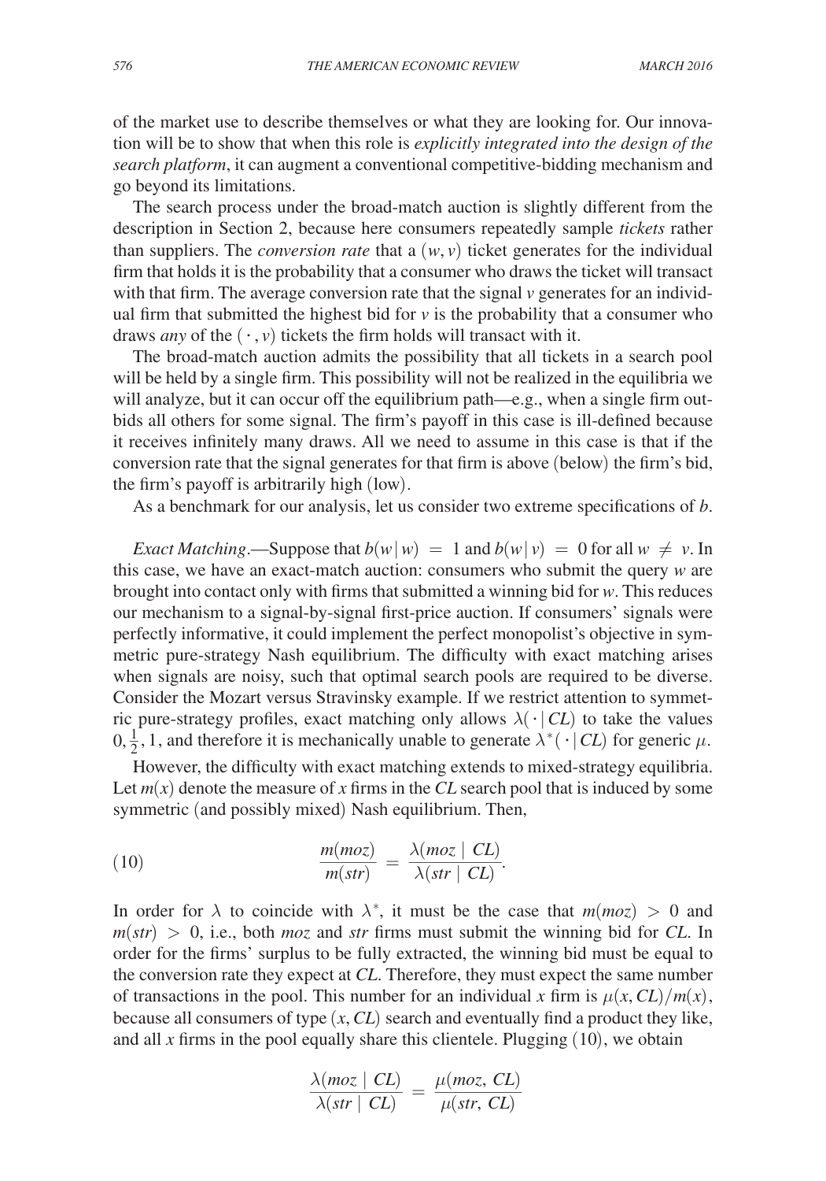of the market use to describe themselves or what they are looking for. Our innovation will be to show that when this role is *explicitly integrated into the design of the search platform*, it can augment a conventional competitive-bidding mechanism and go beyond its limitations.

The search process under the broad-match auction is slightly different from the description in Section 2, because here consumers repeatedly sample *tickets* rather than suppliers. The *conversion rate* that a $(w, v)$ ticket generates for the individual firm that holds it is the probability that a consumer who draws the ticket will transact with that firm. The average conversion rate that the signal $v$ generates for an individual firm that submitted the highest bid for $v$ is the probability that a consumer who draws *any* of the $(\cdot, v)$ tickets the firm holds will transact with it.

The broad-match auction admits the possibility that all tickets in a search pool will be held by a single firm. This possibility will not be realized in the equilibria we will analyze, but it can occur off the equilibrium path—e.g., when a single firm outbids all others for some signal. The firm's payoff in this case is ill-defined because it receives infinitely many draws. All we need to assume in this case is that if the conversion rate that the signal generates for that firm is above (below) the firm's bid, the firm's payoff is arbitrarily high (low).

As a benchmark for our analysis, let us consider two extreme specifications of $b$.

*Exact Matching*.—Suppose that $b(w \mid w) = 1$ and $b(w \mid v) = 0$ for all $w \neq v$. In this case, we have an exact-match auction: consumers who submit the query $w$ are brought into contact only with firms that submitted a winning bid for $w$. This reduces our mechanism to a signal-by-signal first-price auction. If consumers' signals were perfectly informative, it could implement the perfect monopolist's objective in symmetric pure-strategy Nash equilibrium. The difficulty with exact matching arises when signals are noisy, such that optimal search pools are required to be diverse. Consider the Mozart versus Stravinsky example. If we restrict attention to symmetric pure-strategy profiles, exact matching only allows $\lambda(\cdot \mid CL)$ to take the values $0, \frac{1}{2}, 1$, and therefore it is mechanically unable to generate $\lambda^*(\cdot \mid CL)$ for generic $\mu$.

However, the difficulty with exact matching extends to mixed-strategy equilibria. Let $m(x)$ denote the measure of $x$ firms in the $CL$ search pool that is induced by some symmetric (and possibly mixed) Nash equilibrium. Then,

$$\frac{m(moz)}{m(str)} = \frac{\lambda(moz \mid CL)}{\lambda(str \mid CL)}. \tag{10}$$

In order for $\lambda$ to coincide with $\lambda^*$, it must be the case that $m(moz) > 0$ and $m(str) > 0$, i.e., both $moz$ and $str$ firms must submit the winning bid for $CL$. In order for the firms' surplus to be fully extracted, the winning bid must be equal to the conversion rate they expect at $CL$. Therefore, they must expect the same number of transactions in the pool. This number for an individual $x$ firm is $\mu(x, CL)/m(x)$, because all consumers of type $(x, CL)$ search and eventually find a product they like, and all $x$ firms in the pool equally share this clientele. Plugging (10), we obtain

$$\frac{\lambda(moz \mid CL)}{\lambda(str \mid CL)} = \frac{\mu(moz, CL)}{\mu(str, CL)}$$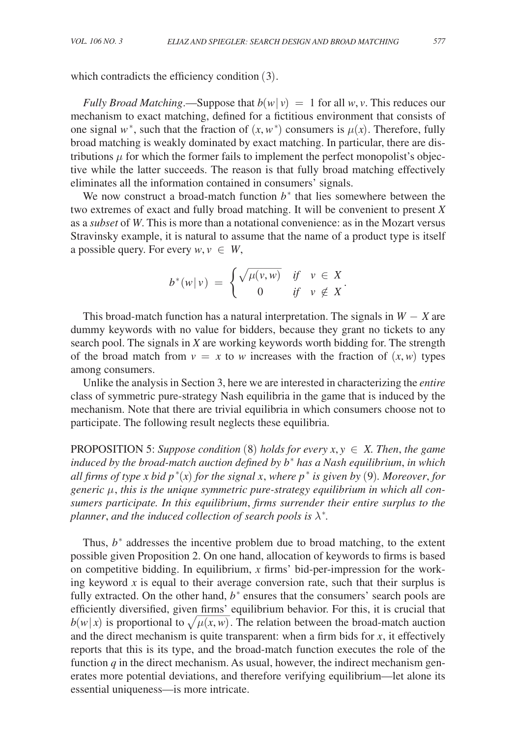which contradicts the efficiency condition (3).

*Fully Broad Matching*.—Suppose that $b(w|v) = 1$ for all $w, v$. This reduces our mechanism to exact matching, defined for a fictitious environment that consists of one signal $w^*$, such that the fraction of $(x, w^*)$ consumers is $\mu(x)$. Therefore, fully broad matching is weakly dominated by exact matching. In particular, there are distributions $\mu$ for which the former fails to implement the perfect monopolist's objective while the latter succeeds. The reason is that fully broad matching effectively eliminates all the information contained in consumers' signals.

We now construct a broad-match function $b^*$ that lies somewhere between the two extremes of exact and fully broad matching. It will be convenient to present $X$ as a *subset* of $W$. This is more than a notational convenience: as in the Mozart versus Stravinsky example, it is natural to assume that the name of a product type is itself a possible query. For every $w, v \in W$,

$$b^*(w|v) = \begin{cases} \sqrt{\mu(v,w)} & \text{if} \quad v \in X \\ 0 & \text{if} \quad v \notin X \end{cases}.$$

This broad-match function has a natural interpretation. The signals in $W - X$ are dummy keywords with no value for bidders, because they grant no tickets to any search pool. The signals in $X$ are working keywords worth bidding for. The strength of the broad match from $v = x$ to $w$ increases with the fraction of $(x, w)$ types among consumers.

Unlike the analysis in Section 3, here we are interested in characterizing the *entire* class of symmetric pure-strategy Nash equilibria in the game that is induced by the mechanism. Note that there are trivial equilibria in which consumers choose not to participate. The following result neglects these equilibria.

PROPOSITION 5: *Suppose condition* (8) *holds for every* $x, y \in X$. *Then*, *the game induced by the broad-match auction defined by* $b^*$ *has a Nash equilibrium*, *in which all firms of type* $x$ *bid* $p^*(x)$ *for the signal* $x$, *where* $p^*$ *is given by* (9). *Moreover*, *for generic* $\mu$, *this is the unique symmetric pure-strategy equilibrium in which all consumers participate. In this equilibrium*, *firms surrender their entire surplus to the planner*, *and the induced collection of search pools is* $\lambda^*$.

Thus, $b^*$ addresses the incentive problem due to broad matching, to the extent possible given Proposition 2. On one hand, allocation of keywords to firms is based on competitive bidding. In equilibrium, $x$ firms' bid-per-impression for the working keyword $x$ is equal to their average conversion rate, such that their surplus is fully extracted. On the other hand, $b^*$ ensures that the consumers' search pools are efficiently diversified, given firms' equilibrium behavior. For this, it is crucial that $b(w|x)$ is proportional to $\sqrt{\mu(x,w)}$. The relation between the broad-match auction and the direct mechanism is quite transparent: when a firm bids for $x$, it effectively reports that this is its type, and the broad-match function executes the role of the function $q$ in the direct mechanism. As usual, however, the indirect mechanism generates more potential deviations, and therefore verifying equilibrium—let alone its essential uniqueness—is more intricate.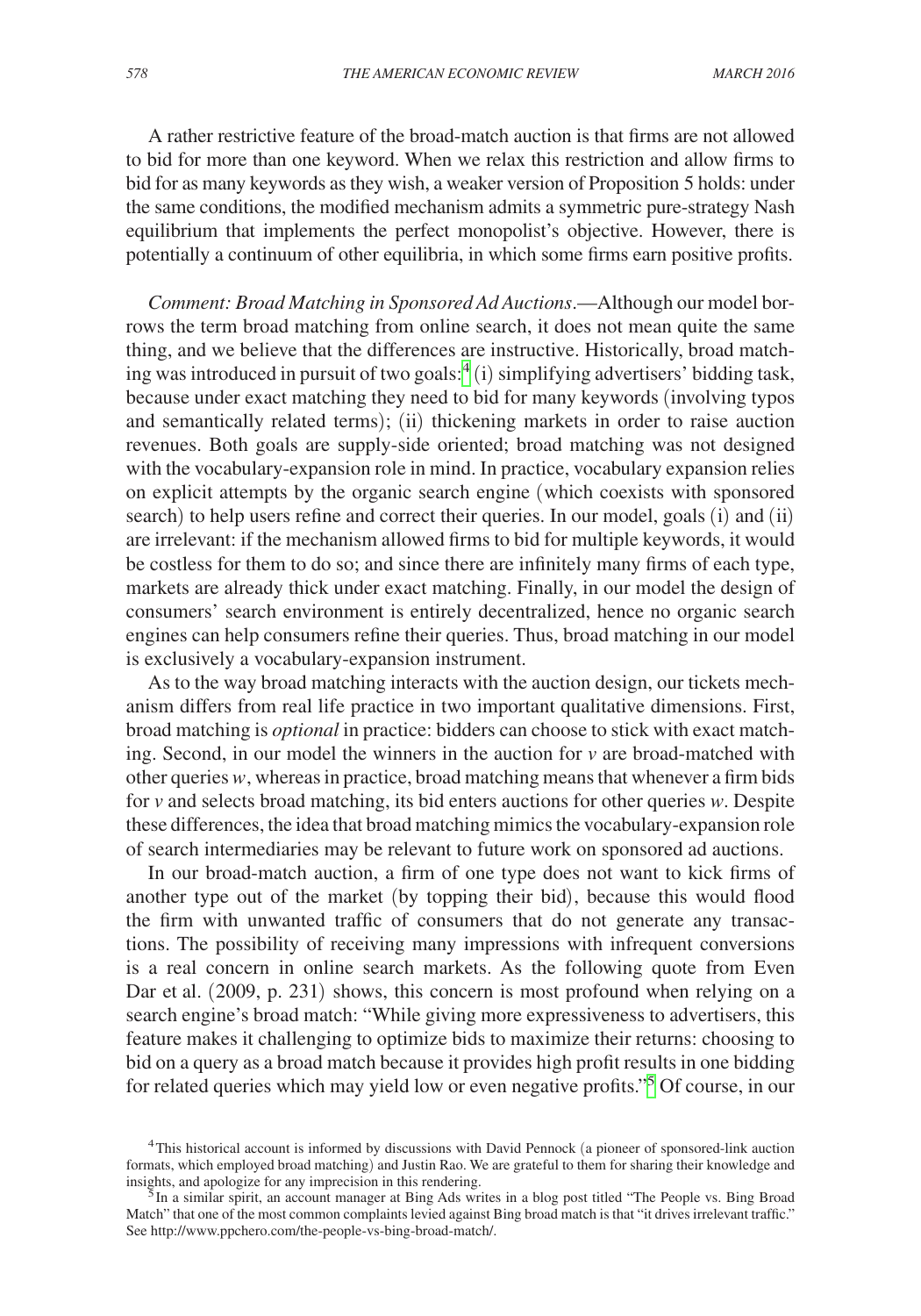A rather restrictive feature of the broad-match auction is that firms are not allowed to bid for more than one keyword. When we relax this restriction and allow firms to bid for as many keywords as they wish, a weaker version of Proposition 5 holds: under the same conditions, the modified mechanism admits a symmetric pure-strategy Nash equilibrium that implements the perfect monopolist's objective. However, there is potentially a continuum of other equilibria, in which some firms earn positive profits.

*Comment: Broad Matching in Sponsored Ad Auctions*.—Although our model borrows the term broad matching from online search, it does not mean quite the same thing, and we believe that the differences are instructive. Historically, broad matching was introduced in pursuit of two goals:[4] (i) simplifying advertisers' bidding task, because under exact matching they need to bid for many keywords (involving typos and semantically related terms); (ii) thickening markets in order to raise auction revenues. Both goals are supply-side oriented; broad matching was not designed with the vocabulary-expansion role in mind. In practice, vocabulary expansion relies on explicit attempts by the organic search engine (which coexists with sponsored search) to help users refine and correct their queries. In our model, goals (i) and (ii) are irrelevant: if the mechanism allowed firms to bid for multiple keywords, it would be costless for them to do so; and since there are infinitely many firms of each type, markets are already thick under exact matching. Finally, in our model the design of consumers' search environment is entirely decentralized, hence no organic search engines can help consumers refine their queries. Thus, broad matching in our model is exclusively a vocabulary-expansion instrument.

As to the way broad matching interacts with the auction design, our tickets mechanism differs from real life practice in two important qualitative dimensions. First, broad matching is *optional* in practice: bidders can choose to stick with exact matching. Second, in our model the winners in the auction for $v$ are broad-matched with other queries $w$, whereas in practice, broad matching means that whenever a firm bids for $v$ and selects broad matching, its bid enters auctions for other queries $w$. Despite these differences, the idea that broad matching mimics the vocabulary-expansion role of search intermediaries may be relevant to future work on sponsored ad auctions.

In our broad-match auction, a firm of one type does not want to kick firms of another type out of the market (by topping their bid), because this would flood the firm with unwanted traffic of consumers that do not generate any transactions. The possibility of receiving many impressions with infrequent conversions is a real concern in online search markets. As the following quote from Even Dar et al. (2009, p. 231) shows, this concern is most profound when relying on a search engine's broad match: "While giving more expressiveness to advertisers, this feature makes it challenging to optimize bids to maximize their returns: choosing to bid on a query as a broad match because it provides high profit results in one bidding for related queries which may yield low or even negative profits."[5] Of course, in our

[4] This historical account is informed by discussions with David Pennock (a pioneer of sponsored-link auction formats, which employed broad matching) and Justin Rao. We are grateful to them for sharing their knowledge and insights, and apologize for any imprecision in this rendering.

[5] In a similar spirit, an account manager at Bing Ads writes in a blog post titled "The People vs. Bing Broad Match" that one of the most common complaints levied against Bing broad match is that "it drives irrelevant traffic." See http://www.ppchero.com/the-people-vs-bing-broad-match/.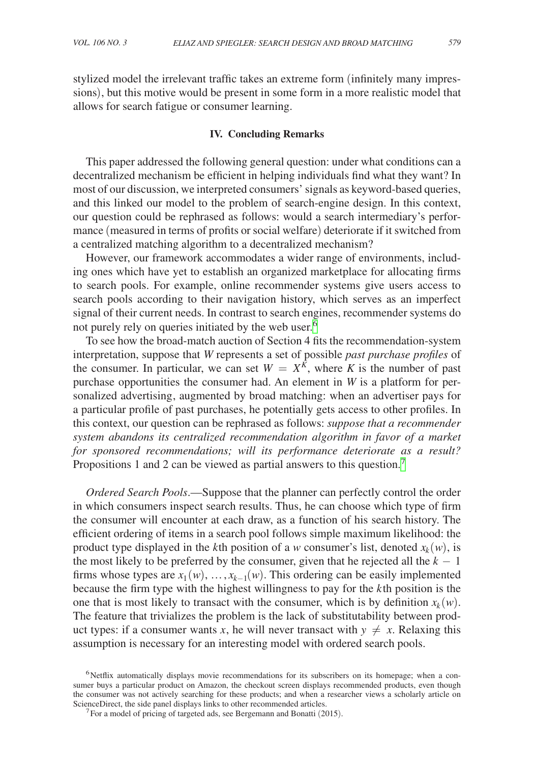stylized model the irrelevant traffic takes an extreme form (infinitely many impressions), but this motive would be present in some form in a more realistic model that allows for search fatigue or consumer learning.

## IV. Concluding Remarks

This paper addressed the following general question: under what conditions can a decentralized mechanism be efficient in helping individuals find what they want? In most of our discussion, we interpreted consumers' signals as keyword-based queries, and this linked our model to the problem of search-engine design. In this context, our question could be rephrased as follows: would a search intermediary's performance (measured in terms of profits or social welfare) deteriorate if it switched from a centralized matching algorithm to a decentralized mechanism?

However, our framework accommodates a wider range of environments, including ones which have yet to establish an organized marketplace for allocating firms to search pools. For example, online recommender systems give users access to search pools according to their navigation history, which serves as an imperfect signal of their current needs. In contrast to search engines, recommender systems do not purely rely on queries initiated by the web user.[6]

To see how the broad-match auction of Section 4 fits the recommendation-system interpretation, suppose that $W$ represents a set of possible *past purchase profiles* of the consumer. In particular, we can set $W = X^K$, where $K$ is the number of past purchase opportunities the consumer had. An element in $W$ is a platform for personalized advertising, augmented by broad matching: when an advertiser pays for a particular profile of past purchases, he potentially gets access to other profiles. In this context, our question can be rephrased as follows: *suppose that a recommender system abandons its centralized recommendation algorithm in favor of a market for sponsored recommendations; will its performance deteriorate as a result?* Propositions 1 and 2 can be viewed as partial answers to this question.[7]

*Ordered Search Pools*.—Suppose that the planner can perfectly control the order in which consumers inspect search results. Thus, he can choose which type of firm the consumer will encounter at each draw, as a function of his search history. The efficient ordering of items in a search pool follows simple maximum likelihood: the product type displayed in the $k$th position of a $w$ consumer's list, denoted $x_k(w)$, is the most likely to be preferred by the consumer, given that he rejected all the $k - 1$ firms whose types are $x_1(w), \ldots, x_{k-1}(w)$. This ordering can be easily implemented because the firm type with the highest willingness to pay for the $k$th position is the one that is most likely to transact with the consumer, which is by definition $x_k(w)$. The feature that trivializes the problem is the lack of substitutability between product types: if a consumer wants $x$, he will never transact with $y \neq x$. Relaxing this assumption is necessary for an interesting model with ordered search pools.

[6] Netflix automatically displays movie recommendations for its subscribers on its homepage; when a consumer buys a particular product on Amazon, the checkout screen displays recommended products, even though the consumer was not actively searching for these products; and when a researcher views a scholarly article on ScienceDirect, the side panel displays links to other recommended articles.

[7] For a model of pricing of targeted ads, see Bergemann and Bonatti (2015).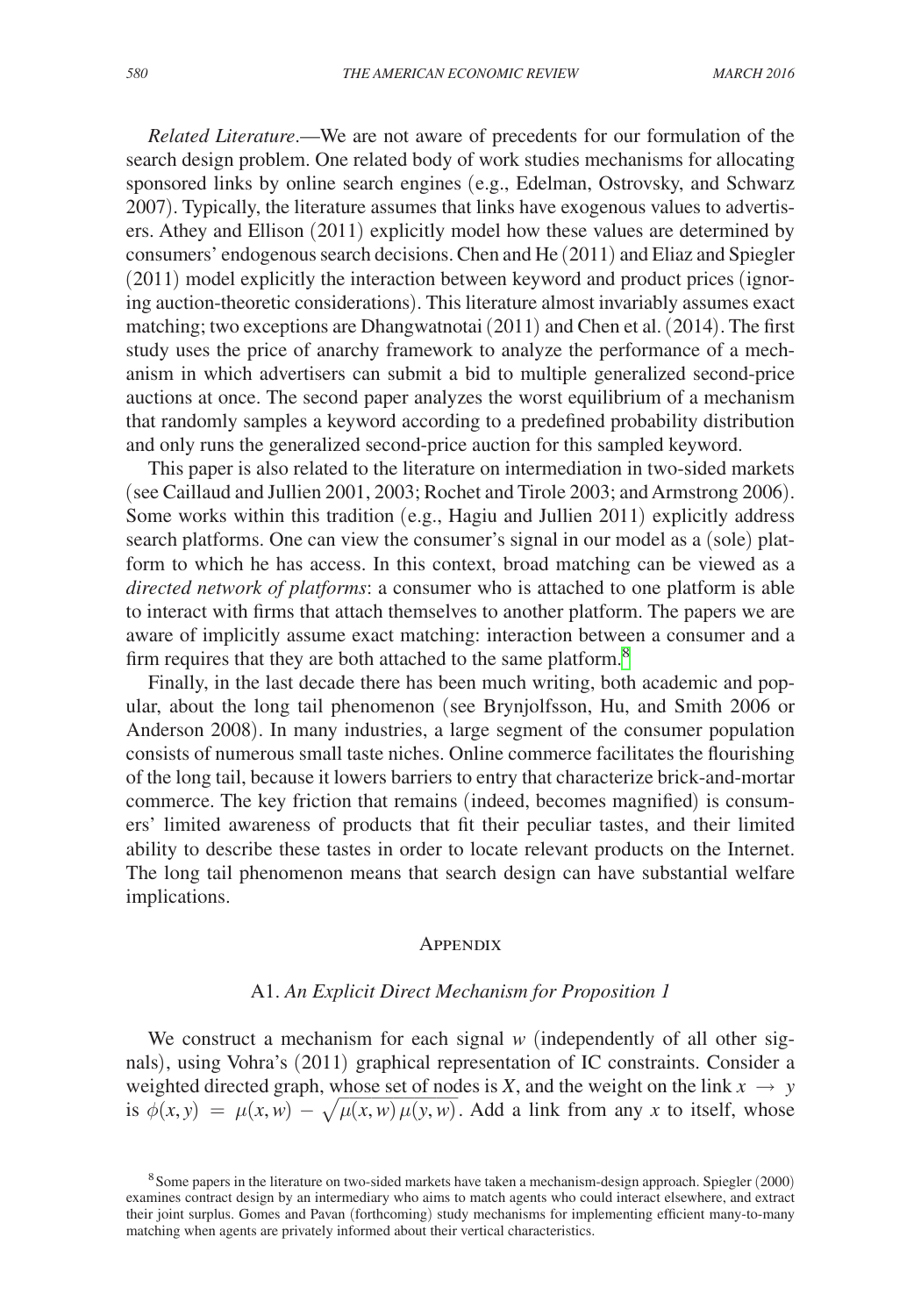*Related Literature*.—We are not aware of precedents for our formulation of the search design problem. One related body of work studies mechanisms for allocating sponsored links by online search engines (e.g., Edelman, Ostrovsky, and Schwarz 2007). Typically, the literature assumes that links have exogenous values to advertisers. Athey and Ellison (2011) explicitly model how these values are determined by consumers' endogenous search decisions. Chen and He (2011) and Eliaz and Spiegler (2011) model explicitly the interaction between keyword and product prices (ignoring auction-theoretic considerations). This literature almost invariably assumes exact matching; two exceptions are Dhangwatnotai (2011) and Chen et al. (2014). The first study uses the price of anarchy framework to analyze the performance of a mechanism in which advertisers can submit a bid to multiple generalized second-price auctions at once. The second paper analyzes the worst equilibrium of a mechanism that randomly samples a keyword according to a predefined probability distribution and only runs the generalized second-price auction for this sampled keyword.

This paper is also related to the literature on intermediation in two-sided markets (see Caillaud and Jullien 2001, 2003; Rochet and Tirole 2003; and Armstrong 2006). Some works within this tradition (e.g., Hagiu and Jullien 2011) explicitly address search platforms. One can view the consumer's signal in our model as a (sole) platform to which he has access. In this context, broad matching can be viewed as a *directed network of platforms*: a consumer who is attached to one platform is able to interact with firms that attach themselves to another platform. The papers we are aware of implicitly assume exact matching: interaction between a consumer and a firm requires that they are both attached to the same platform.[8]

Finally, in the last decade there has been much writing, both academic and popular, about the long tail phenomenon (see Brynjolfsson, Hu, and Smith 2006 or Anderson 2008). In many industries, a large segment of the consumer population consists of numerous small taste niches. Online commerce facilitates the flourishing of the long tail, because it lowers barriers to entry that characterize brick-and-mortar commerce. The key friction that remains (indeed, becomes magnified) is consumers' limited awareness of products that fit their peculiar tastes, and their limited ability to describe these tastes in order to locate relevant products on the Internet. The long tail phenomenon means that search design can have substantial welfare implications.

## Appendix

### A1. *An Explicit Direct Mechanism for Proposition 1*

We construct a mechanism for each signal $w$ (independently of all other signals), using Vohra's (2011) graphical representation of IC constraints. Consider a weighted directed graph, whose set of nodes is $X$, and the weight on the link $x \rightarrow y$ is $\phi(x, y) = \mu(x, w) - \sqrt{\mu(x, w)\,\mu(y, w)}$. Add a link from any $x$ to itself, whose

[8] Some papers in the literature on two-sided markets have taken a mechanism-design approach. Spiegler (2000) examines contract design by an intermediary who aims to match agents who could interact elsewhere, and extract their joint surplus. Gomes and Pavan (forthcoming) study mechanisms for implementing efficient many-to-many matching when agents are privately informed about their vertical characteristics.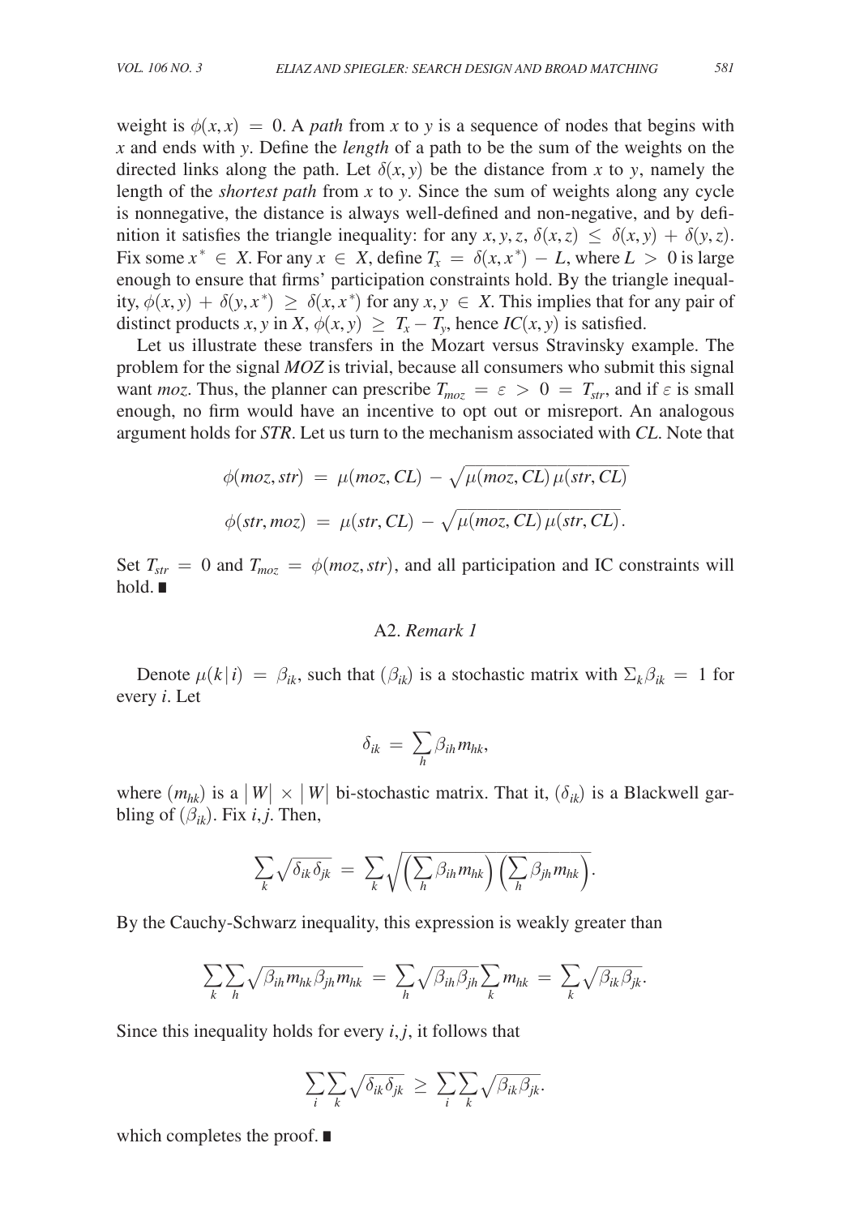weight is $\phi(x,x) = 0$. A *path* from $x$ to $y$ is a sequence of nodes that begins with $x$ and ends with $y$. Define the *length* of a path to be the sum of the weights on the directed links along the path. Let $\delta(x,y)$ be the distance from $x$ to $y$, namely the length of the *shortest path* from $x$ to $y$. Since the sum of weights along any cycle is nonnegative, the distance is always well-defined and non-negative, and by definition it satisfies the triangle inequality: for any $x, y, z$, $\delta(x,z) \leq \delta(x,y) + \delta(y,z)$. Fix some $x^* \in X$. For any $x \in X$, define $T_x = \delta(x,x^*) - L$, where $L > 0$ is large enough to ensure that firms' participation constraints hold. By the triangle inequality, $\phi(x,y) + \delta(y,x^*) \geq \delta(x,x^*)$ for any $x, y \in X$. This implies that for any pair of distinct products $x, y$ in $X$, $\phi(x,y) \geq T_x - T_y$, hence $IC(x,y)$ is satisfied.

Let us illustrate these transfers in the Mozart versus Stravinsky example. The problem for the signal *MOZ* is trivial, because all consumers who submit this signal want *moz*. Thus, the planner can prescribe $T_{moz} = \varepsilon > 0 = T_{str}$, and if $\varepsilon$ is small enough, no firm would have an incentive to opt out or misreport. An analogous argument holds for *STR*. Let us turn to the mechanism associated with *CL*. Note that

$$\phi(moz, str) = \mu(moz, CL) - \sqrt{\mu(moz, CL)\,\mu(str, CL)}$$

$$\phi(str, moz) = \mu(str, CL) - \sqrt{\mu(moz, CL)\,\mu(str, CL)}.$$

Set $T_{str} = 0$ and $T_{moz} = \phi(moz, str)$, and all participation and IC constraints will hold. ∎

### A2. *Remark 1*

Denote $\mu(k\,|\,i) = \beta_{ik}$, such that $(\beta_{ik})$ is a stochastic matrix with $\Sigma_k \beta_{ik} = 1$ for every $i$. Let

$$\delta_{ik} = \sum_h \beta_{ih} m_{hk},$$

where $(m_{hk})$ is a $|W| \times |W|$ bi-stochastic matrix. That it, $(\delta_{ik})$ is a Blackwell garbling of $(\beta_{ik})$. Fix $i, j$. Then,

$$\sum_k \sqrt{\delta_{ik}\delta_{jk}} = \sum_k \sqrt{\left(\sum_h \beta_{ih} m_{hk}\right)\left(\sum_h \beta_{jh} m_{hk}\right)}.$$

By the Cauchy-Schwarz inequality, this expression is weakly greater than

$$\sum_k \sum_h \sqrt{\beta_{ih} m_{hk} \beta_{jh} m_{hk}} = \sum_h \sqrt{\beta_{ih}\beta_{jh}} \sum_k m_{hk} = \sum_k \sqrt{\beta_{ik}\beta_{jk}}.$$

Since this inequality holds for every $i, j$, it follows that

$$\sum_i \sum_k \sqrt{\delta_{ik}\delta_{jk}} \geq \sum_i \sum_k \sqrt{\beta_{ik}\beta_{jk}}.$$

which completes the proof. ∎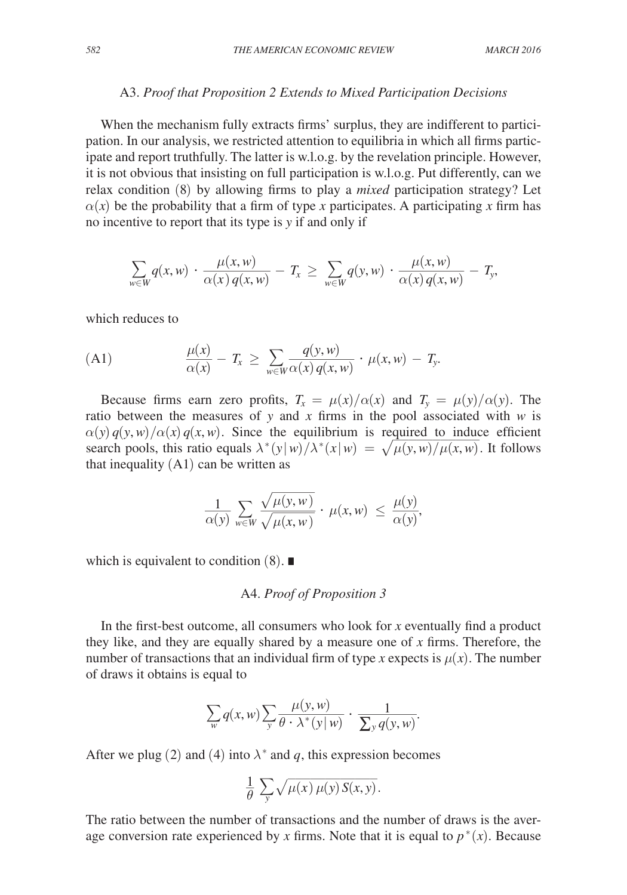### A3. *Proof that Proposition 2 Extends to Mixed Participation Decisions*

When the mechanism fully extracts firms' surplus, they are indifferent to participation. In our analysis, we restricted attention to equilibria in which all firms participate and report truthfully. The latter is w.l.o.g. by the revelation principle. However, it is not obvious that insisting on full participation is w.l.o.g. Put differently, can we relax condition (8) by allowing firms to play a *mixed* participation strategy? Let $\alpha(x)$ be the probability that a firm of type $x$ participates. A participating $x$ firm has no incentive to report that its type is $y$ if and only if

$$\sum_{w \in W} q(x,w) \cdot \frac{\mu(x,w)}{\alpha(x)\, q(x,w)} - T_x \geq \sum_{w \in W} q(y,w) \cdot \frac{\mu(x,w)}{\alpha(x)\, q(x,w)} - T_y,$$

which reduces to

$$\text{(A1)} \qquad \frac{\mu(x)}{\alpha(x)} - T_x \geq \sum_{w \in W} \frac{q(y,w)}{\alpha(x)\, q(x,w)} \cdot \mu(x,w) - T_y.$$

Because firms earn zero profits, $T_x = \mu(x)/\alpha(x)$ and $T_y = \mu(y)/\alpha(y)$. The ratio between the measures of $y$ and $x$ firms in the pool associated with $w$ is $\alpha(y)\, q(y,w)/\alpha(x)\, q(x,w)$. Since the equilibrium is required to induce efficient search pools, this ratio equals $\lambda^*(y\,|\,w)/\lambda^*(x\,|\,w) = \sqrt{\mu(y,w)/\mu(x,w)}$. It follows that inequality (A1) can be written as

$$\frac{1}{\alpha(y)} \sum_{w \in W} \frac{\sqrt{\mu(y,w)}}{\sqrt{\mu(x,w)}} \cdot \mu(x,w) \leq \frac{\mu(y)}{\alpha(y)},$$

which is equivalent to condition (8). ∎

### A4. *Proof of Proposition 3*

In the first-best outcome, all consumers who look for $x$ eventually find a product they like, and they are equally shared by a measure one of $x$ firms. Therefore, the number of transactions that an individual firm of type $x$ expects is $\mu(x)$. The number of draws it obtains is equal to

$$\sum_{w} q(x,w) \sum_{y} \frac{\mu(y,w)}{\theta \cdot \lambda^*(y\,|\,w)} \cdot \frac{1}{\sum_y q(y,w)}.$$

After we plug (2) and (4) into $\lambda^*$ and $q$, this expression becomes

$$\frac{1}{\theta} \sum_{y} \sqrt{\mu(x)\, \mu(y)\, S(x,y)}.$$

The ratio between the number of transactions and the number of draws is the average conversion rate experienced by $x$ firms. Note that it is equal to $p^*(x)$. Because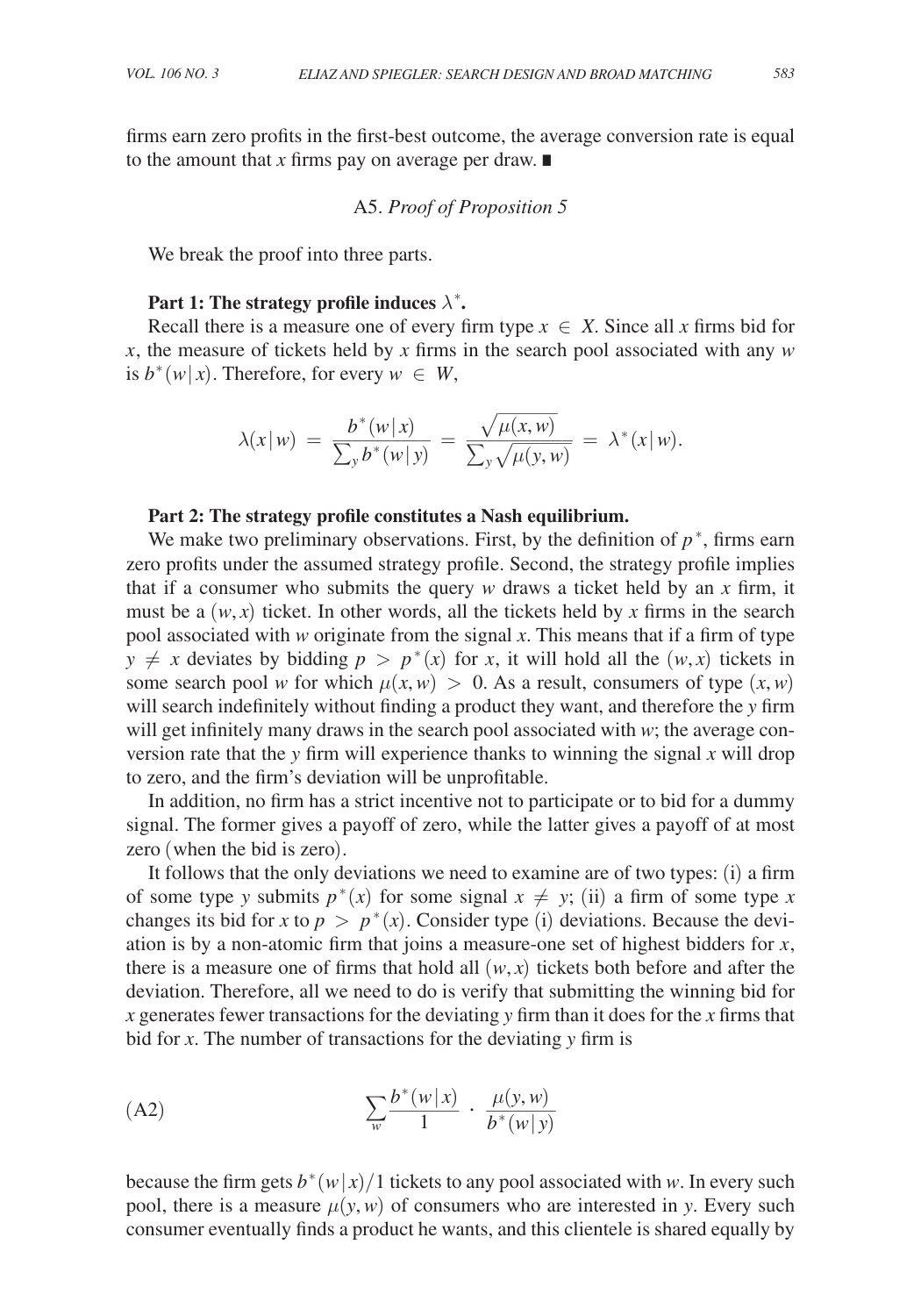firms earn zero profits in the first-best outcome, the average conversion rate is equal to the amount that $x$ firms pay on average per draw. ∎

### A5. *Proof of Proposition 5*

We break the proof into three parts.

**Part 1: The strategy profile induces $\lambda^*$.**

Recall there is a measure one of every firm type $x \in X$. Since all $x$ firms bid for $x$, the measure of tickets held by $x$ firms in the search pool associated with any $w$ is $b^*(w|x)$. Therefore, for every $w \in W$,

$$\lambda(x|w) = \frac{b^*(w|x)}{\sum_y b^*(w|y)} = \frac{\sqrt{\mu(x,w)}}{\sum_y \sqrt{\mu(y,w)}} = \lambda^*(x|w).$$

**Part 2: The strategy profile constitutes a Nash equilibrium.**

We make two preliminary observations. First, by the definition of $p^*$, firms earn zero profits under the assumed strategy profile. Second, the strategy profile implies that if a consumer who submits the query $w$ draws a ticket held by an $x$ firm, it must be a $(w,x)$ ticket. In other words, all the tickets held by $x$ firms in the search pool associated with $w$ originate from the signal $x$. This means that if a firm of type $y \neq x$ deviates by bidding $p > p^*(x)$ for $x$, it will hold all the $(w,x)$ tickets in some search pool $w$ for which $\mu(x,w) > 0$. As a result, consumers of type $(x,w)$ will search indefinitely without finding a product they want, and therefore the $y$ firm will get infinitely many draws in the search pool associated with $w$; the average conversion rate that the $y$ firm will experience thanks to winning the signal $x$ will drop to zero, and the firm's deviation will be unprofitable.

In addition, no firm has a strict incentive not to participate or to bid for a dummy signal. The former gives a payoff of zero, while the latter gives a payoff of at most zero (when the bid is zero).

It follows that the only deviations we need to examine are of two types: (i) a firm of some type $y$ submits $p^*(x)$ for some signal $x \neq y$; (ii) a firm of some type $x$ changes its bid for $x$ to $p > p^*(x)$. Consider type (i) deviations. Because the deviation is by a non-atomic firm that joins a measure-one set of highest bidders for $x$, there is a measure one of firms that hold all $(w,x)$ tickets both before and after the deviation. Therefore, all we need to do is verify that submitting the winning bid for $x$ generates fewer transactions for the deviating $y$ firm than it does for the $x$ firms that bid for $x$. The number of transactions for the deviating $y$ firm is

$$\sum_w \frac{b^*(w|x)}{1} \cdot \frac{\mu(y,w)}{b^*(w|y)} \tag{A2}$$

because the firm gets $b^*(w|x)/1$ tickets to any pool associated with $w$. In every such pool, there is a measure $\mu(y,w)$ of consumers who are interested in $y$. Every such consumer eventually finds a product he wants, and this clientele is shared equally by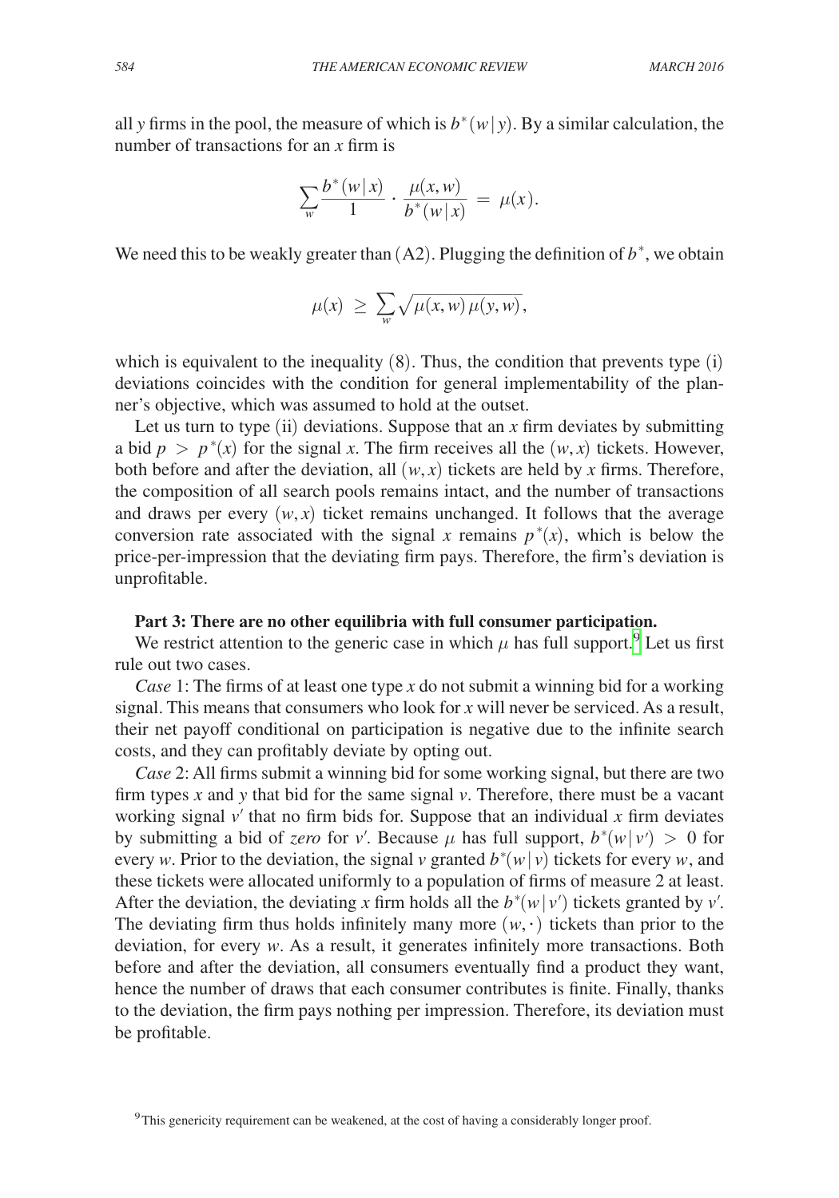all $y$ firms in the pool, the measure of which is $b^*(w\,|\,y)$. By a similar calculation, the number of transactions for an $x$ firm is

$$\sum_w \frac{b^*(w\,|\,x)}{1} \cdot \frac{\mu(x,w)}{b^*(w\,|\,x)} \;=\; \mu(x).$$

We need this to be weakly greater than (A2). Plugging the definition of $b^*$, we obtain

$$\mu(x) \;\geq\; \sum_w \sqrt{\mu(x,w)\,\mu(y,w)},$$

which is equivalent to the inequality (8). Thus, the condition that prevents type (i) deviations coincides with the condition for general implementability of the planner's objective, which was assumed to hold at the outset.

Let us turn to type (ii) deviations. Suppose that an $x$ firm deviates by submitting a bid $p \;>\; p^*(x)$ for the signal $x$. The firm receives all the $(w,x)$ tickets. However, both before and after the deviation, all $(w,x)$ tickets are held by $x$ firms. Therefore, the composition of all search pools remains intact, and the number of transactions and draws per every $(w,x)$ ticket remains unchanged. It follows that the average conversion rate associated with the signal $x$ remains $p^*(x)$, which is below the price-per-impression that the deviating firm pays. Therefore, the firm's deviation is unprofitable.

**Part 3: There are no other equilibria with full consumer participation.**

We restrict attention to the generic case in which $\mu$ has full support.[9] Let us first rule out two cases.

*Case* 1: The firms of at least one type $x$ do not submit a winning bid for a working signal. This means that consumers who look for $x$ will never be serviced. As a result, their net payoff conditional on participation is negative due to the infinite search costs, and they can profitably deviate by opting out.

*Case* 2: All firms submit a winning bid for some working signal, but there are two firm types $x$ and $y$ that bid for the same signal $v$. Therefore, there must be a vacant working signal $v'$ that no firm bids for. Suppose that an individual $x$ firm deviates by submitting a bid of *zero* for $v'$. Because $\mu$ has full support, $b^*(w\,|\,v') \;>\; 0$ for every $w$. Prior to the deviation, the signal $v$ granted $b^*(w\,|\,v)$ tickets for every $w$, and these tickets were allocated uniformly to a population of firms of measure 2 at least. After the deviation, the deviating $x$ firm holds all the $b^*(w\,|\,v')$ tickets granted by $v'$. The deviating firm thus holds infinitely many more $(w,\cdot)$ tickets than prior to the deviation, for every $w$. As a result, it generates infinitely more transactions. Both before and after the deviation, all consumers eventually find a product they want, hence the number of draws that each consumer contributes is finite. Finally, thanks to the deviation, the firm pays nothing per impression. Therefore, its deviation must be profitable.

[9] This genericity requirement can be weakened, at the cost of having a considerably longer proof.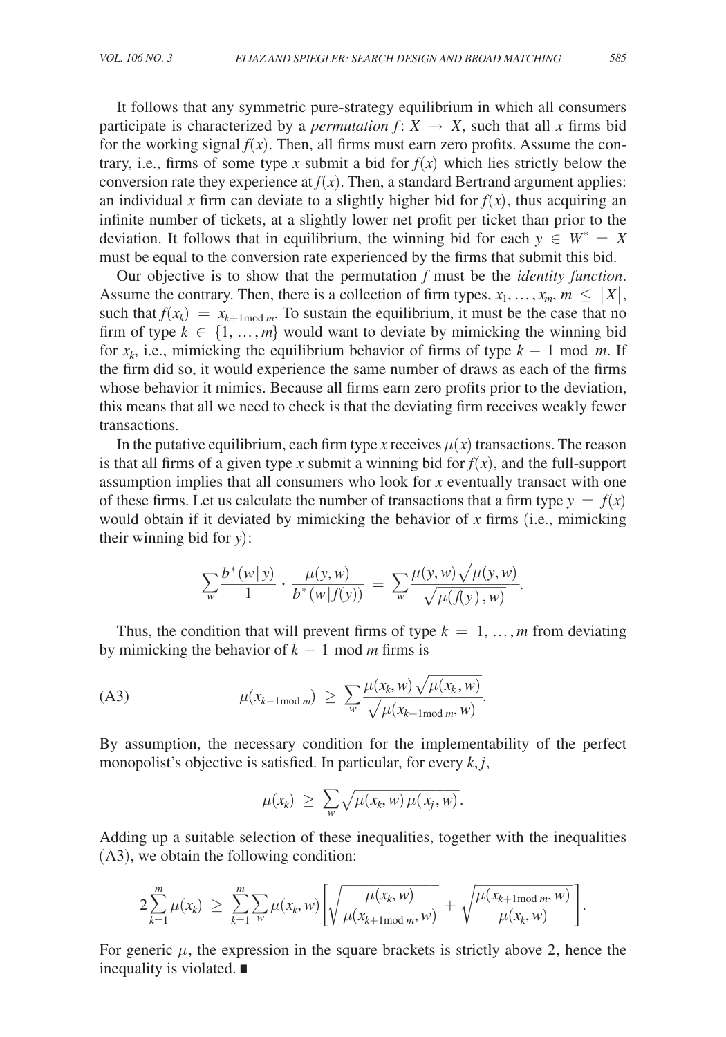It follows that any symmetric pure-strategy equilibrium in which all consumers participate is characterized by a *permutation* $f: X \to X$, such that all $x$ firms bid for the working signal $f(x)$. Then, all firms must earn zero profits. Assume the contrary, i.e., firms of some type $x$ submit a bid for $f(x)$ which lies strictly below the conversion rate they experience at $f(x)$. Then, a standard Bertrand argument applies: an individual $x$ firm can deviate to a slightly higher bid for $f(x)$, thus acquiring an infinite number of tickets, at a slightly lower net profit per ticket than prior to the deviation. It follows that in equilibrium, the winning bid for each $y \in W^* = X$ must be equal to the conversion rate experienced by the firms that submit this bid.

Our objective is to show that the permutation $f$ must be the *identity function*. Assume the contrary. Then, there is a collection of firm types, $x_1, \ldots, x_m$, $m \leq |X|$, such that $f(x_k) = x_{k+1 \bmod m}$. To sustain the equilibrium, it must be the case that no firm of type $k \in \{1, \ldots, m\}$ would want to deviate by mimicking the winning bid for $x_k$, i.e., mimicking the equilibrium behavior of firms of type $k - 1 \bmod m$. If the firm did so, it would experience the same number of draws as each of the firms whose behavior it mimics. Because all firms earn zero profits prior to the deviation, this means that all we need to check is that the deviating firm receives weakly fewer transactions.

In the putative equilibrium, each firm type $x$ receives $\mu(x)$ transactions. The reason is that all firms of a given type $x$ submit a winning bid for $f(x)$, and the full-support assumption implies that all consumers who look for $x$ eventually transact with one of these firms. Let us calculate the number of transactions that a firm type $y = f(x)$ would obtain if it deviated by mimicking the behavior of $x$ firms (i.e., mimicking their winning bid for $y$):

$$\sum_w \frac{b^*(w \mid y)}{1} \cdot \frac{\mu(y,w)}{b^*(w \mid f(y))} = \sum_w \frac{\mu(y,w)\sqrt{\mu(y,w)}}{\sqrt{\mu(f(y)\,,w)}}.$$

Thus, the condition that will prevent firms of type $k = 1, \ldots, m$ from deviating by mimicking the behavior of $k - 1 \bmod m$ firms is

$$\mu(x_{k-1 \bmod m}) \geq \sum_w \frac{\mu(x_k, w)\sqrt{\mu(x_k, w)}}{\sqrt{\mu(x_{k+1 \bmod m}, w)}}. \tag{A3}$$

By assumption, the necessary condition for the implementability of the perfect monopolist's objective is satisfied. In particular, for every $k, j$,

$$\mu(x_k) \geq \sum_w \sqrt{\mu(x_k, w)\,\mu(x_j, w)}.$$

Adding up a suitable selection of these inequalities, together with the inequalities (A3), we obtain the following condition:

$$2\sum_{k=1}^{m} \mu(x_k) \geq \sum_{k=1}^{m}\sum_w \mu(x_k, w)\left[\sqrt{\frac{\mu(x_k, w)}{\mu(x_{k+1 \bmod m}, w)}} + \sqrt{\frac{\mu(x_{k+1 \bmod m}, w)}{\mu(x_k, w)}}\right].$$

For generic $\mu$, the expression in the square brackets is strictly above 2, hence the inequality is violated. ∎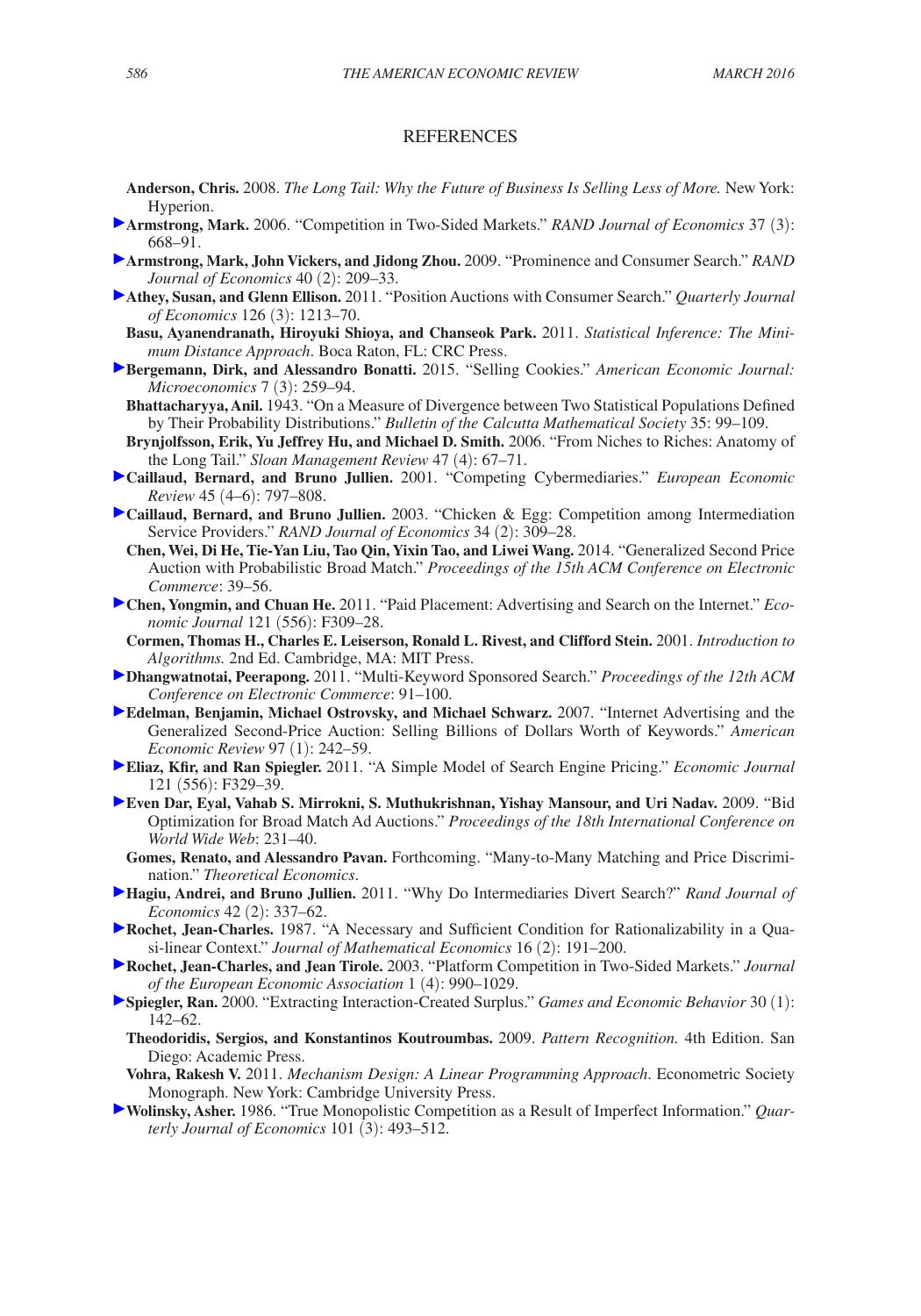## REFERENCES

**Anderson, Chris.** 2008. *The Long Tail: Why the Future of Business Is Selling Less of More.* New York: Hyperion.

**Armstrong, Mark.** 2006. "Competition in Two-Sided Markets." *RAND Journal of Economics* 37 (3): 668–91.

**Armstrong, Mark, John Vickers, and Jidong Zhou.** 2009. "Prominence and Consumer Search." *RAND Journal of Economics* 40 (2): 209–33.

**Athey, Susan, and Glenn Ellison.** 2011. "Position Auctions with Consumer Search." *Quarterly Journal of Economics* 126 (3): 1213–70.

**Basu, Ayanendranath, Hiroyuki Shioya, and Chanseok Park.** 2011. *Statistical Inference: The Minimum Distance Approach.* Boca Raton, FL: CRC Press.

**Bergemann, Dirk, and Alessandro Bonatti.** 2015. "Selling Cookies." *American Economic Journal: Microeconomics* 7 (3): 259–94.

**Bhattacharyya, Anil.** 1943. "On a Measure of Divergence between Two Statistical Populations Defined by Their Probability Distributions." *Bulletin of the Calcutta Mathematical Society* 35: 99–109.

**Brynjolfsson, Erik, Yu Jeffrey Hu, and Michael D. Smith.** 2006. "From Niches to Riches: Anatomy of the Long Tail." *Sloan Management Review* 47 (4): 67–71.

**Caillaud, Bernard, and Bruno Jullien.** 2001. "Competing Cybermediaries." *European Economic Review* 45 (4–6): 797–808.

**Caillaud, Bernard, and Bruno Jullien.** 2003. "Chicken & Egg: Competition among Intermediation Service Providers." *RAND Journal of Economics* 34 (2): 309–28.

**Chen, Wei, Di He, Tie-Yan Liu, Tao Qin, Yixin Tao, and Liwei Wang.** 2014. "Generalized Second Price Auction with Probabilistic Broad Match." *Proceedings of the 15th ACM Conference on Electronic Commerce*: 39–56.

**Chen, Yongmin, and Chuan He.** 2011. "Paid Placement: Advertising and Search on the Internet." *Economic Journal* 121 (556): F309–28.

**Cormen, Thomas H., Charles E. Leiserson, Ronald L. Rivest, and Clifford Stein.** 2001. *Introduction to Algorithms.* 2nd Ed. Cambridge, MA: MIT Press.

**Dhangwatnotai, Peerapong.** 2011. "Multi-Keyword Sponsored Search." *Proceedings of the 12th ACM Conference on Electronic Commerce*: 91–100.

**Edelman, Benjamin, Michael Ostrovsky, and Michael Schwarz.** 2007. "Internet Advertising and the Generalized Second-Price Auction: Selling Billions of Dollars Worth of Keywords." *American Economic Review* 97 (1): 242–59.

**Eliaz, Kfir, and Ran Spiegler.** 2011. "A Simple Model of Search Engine Pricing." *Economic Journal* 121 (556): F329–39.

**Even Dar, Eyal, Vahab S. Mirrokni, S. Muthukrishnan, Yishay Mansour, and Uri Nadav.** 2009. "Bid Optimization for Broad Match Ad Auctions." *Proceedings of the 18th International Conference on World Wide Web*: 231–40.

**Gomes, Renato, and Alessandro Pavan.** Forthcoming. "Many-to-Many Matching and Price Discrimination." *Theoretical Economics*.

**Hagiu, Andrei, and Bruno Jullien.** 2011. "Why Do Intermediaries Divert Search?" *Rand Journal of Economics* 42 (2): 337–62.

**Rochet, Jean-Charles.** 1987. "A Necessary and Sufficient Condition for Rationalizability in a Quasi-linear Context." *Journal of Mathematical Economics* 16 (2): 191–200.

**Rochet, Jean-Charles, and Jean Tirole.** 2003. "Platform Competition in Two-Sided Markets." *Journal of the European Economic Association* 1 (4): 990–1029.

**Spiegler, Ran.** 2000. "Extracting Interaction-Created Surplus." *Games and Economic Behavior* 30 (1): 142–62.

**Theodoridis, Sergios, and Konstantinos Koutroumbas.** 2009. *Pattern Recognition.* 4th Edition. San Diego: Academic Press.

**Vohra, Rakesh V.** 2011. *Mechanism Design: A Linear Programming Approach*. Econometric Society Monograph. New York: Cambridge University Press.

**Wolinsky, Asher.** 1986. "True Monopolistic Competition as a Result of Imperfect Information." *Quarterly Journal of Economics* 101 (3): 493–512.